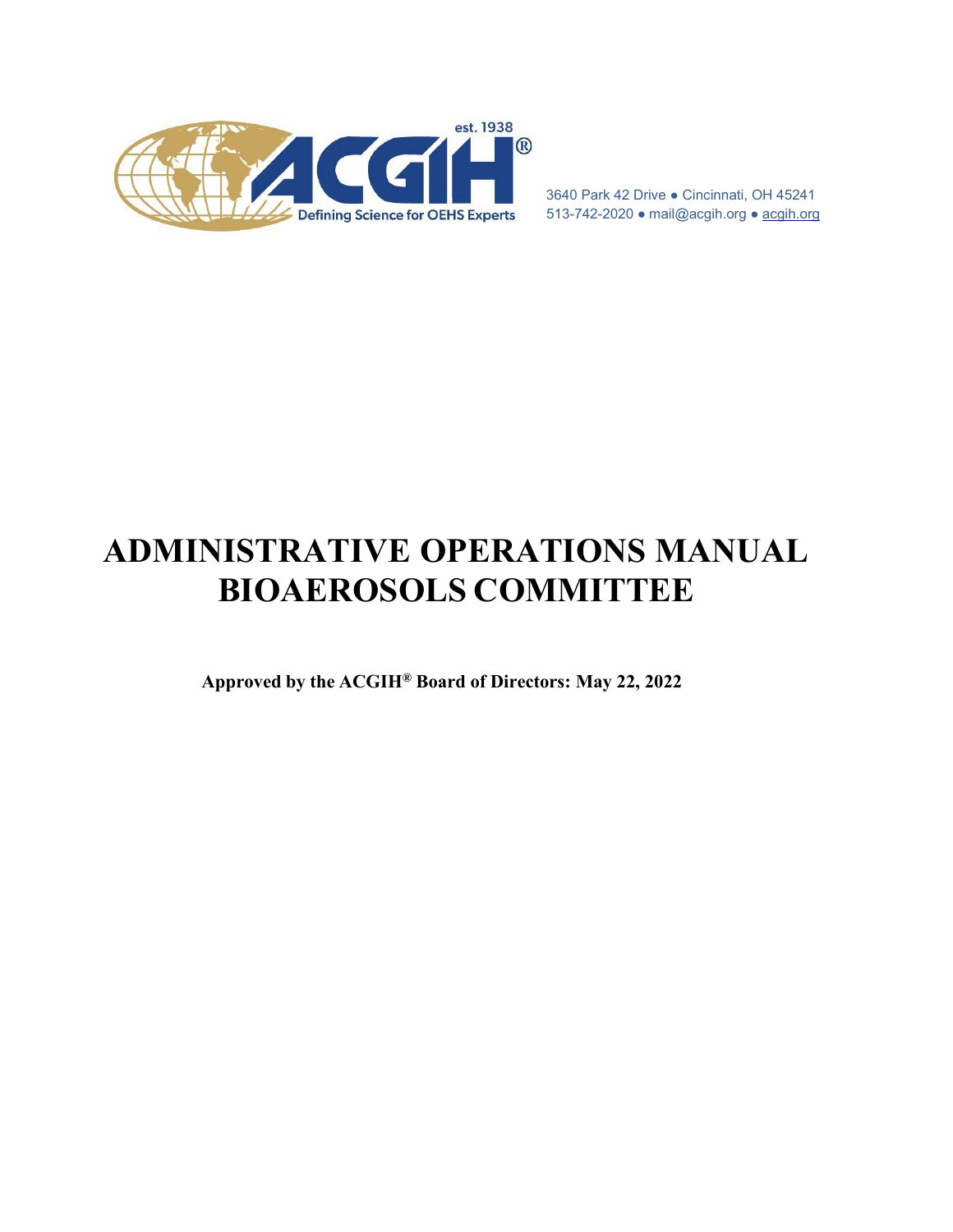est. 1938

ACGIH®

Defining Science for OEHS Experts

3640 Park 42 Drive ● Cincinnati, OH 45241
513-742-2020 ● mail@acgih.org ● acgih.org

# ADMINISTRATIVE OPERATIONS MANUAL
# BIOAEROSOLS COMMITTEE

**Approved by the ACGIH® Board of Directors: May 22, 2022**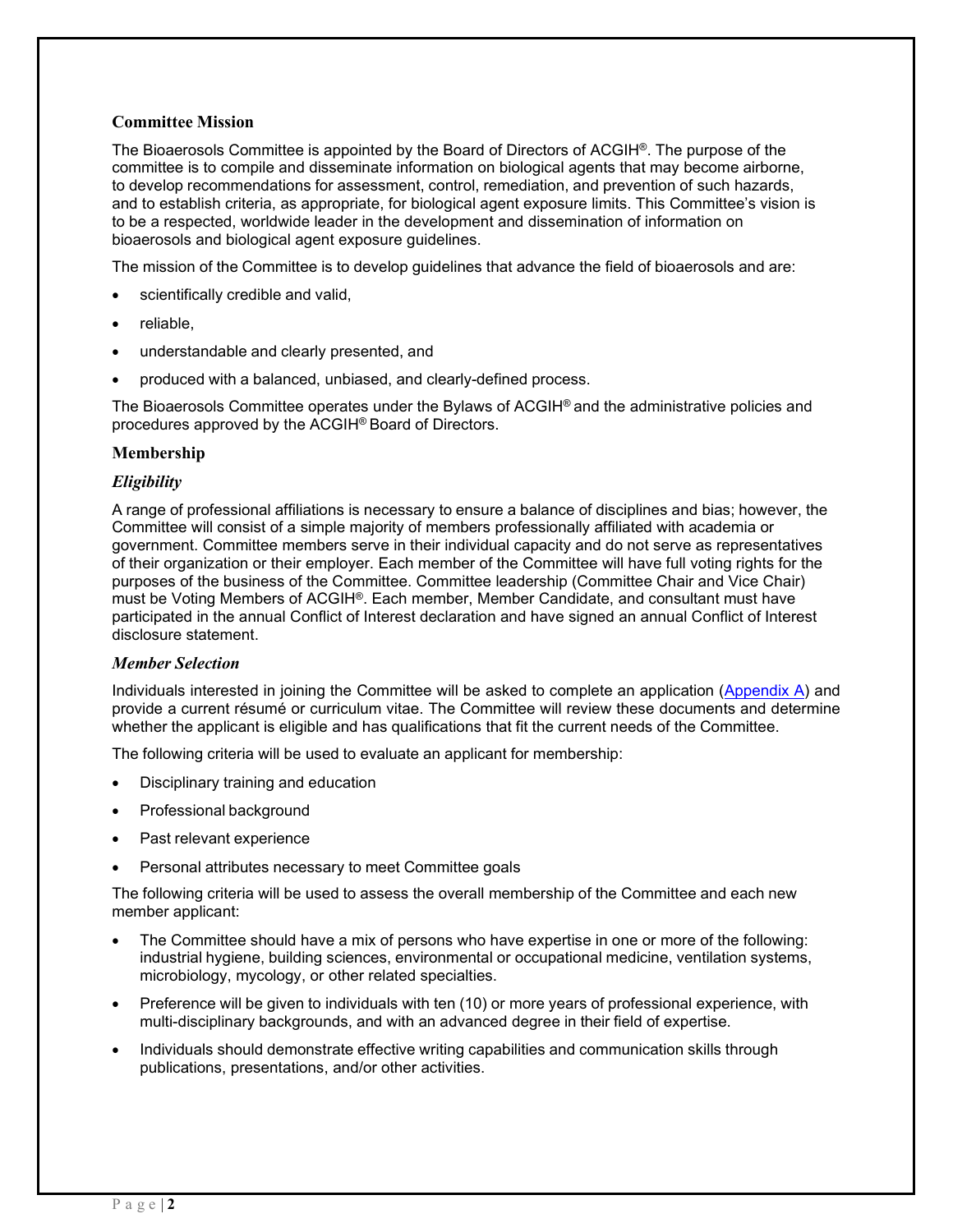## Committee Mission

The Bioaerosols Committee is appointed by the Board of Directors of ACGIH®. The purpose of the committee is to compile and disseminate information on biological agents that may become airborne, to develop recommendations for assessment, control, remediation, and prevention of such hazards, and to establish criteria, as appropriate, for biological agent exposure limits. This Committee's vision is to be a respected, worldwide leader in the development and dissemination of information on bioaerosols and biological agent exposure guidelines.

The mission of the Committee is to develop guidelines that advance the field of bioaerosols and are:

- scientifically credible and valid,
- reliable,
- understandable and clearly presented, and
- produced with a balanced, unbiased, and clearly-defined process.

The Bioaerosols Committee operates under the Bylaws of ACGIH® and the administrative policies and procedures approved by the ACGIH® Board of Directors.

## Membership

### *Eligibility*

A range of professional affiliations is necessary to ensure a balance of disciplines and bias; however, the Committee will consist of a simple majority of members professionally affiliated with academia or government. Committee members serve in their individual capacity and do not serve as representatives of their organization or their employer. Each member of the Committee will have full voting rights for the purposes of the business of the Committee. Committee leadership (Committee Chair and Vice Chair) must be Voting Members of ACGIH®. Each member, Member Candidate, and consultant must have participated in the annual Conflict of Interest declaration and have signed an annual Conflict of Interest disclosure statement.

### *Member Selection*

Individuals interested in joining the Committee will be asked to complete an application (Appendix A) and provide a current résumé or curriculum vitae. The Committee will review these documents and determine whether the applicant is eligible and has qualifications that fit the current needs of the Committee.

The following criteria will be used to evaluate an applicant for membership:

- Disciplinary training and education
- Professional background
- Past relevant experience
- Personal attributes necessary to meet Committee goals

The following criteria will be used to assess the overall membership of the Committee and each new member applicant:

- The Committee should have a mix of persons who have expertise in one or more of the following: industrial hygiene, building sciences, environmental or occupational medicine, ventilation systems, microbiology, mycology, or other related specialties.
- Preference will be given to individuals with ten (10) or more years of professional experience, with multi-disciplinary backgrounds, and with an advanced degree in their field of expertise.
- Individuals should demonstrate effective writing capabilities and communication skills through publications, presentations, and/or other activities.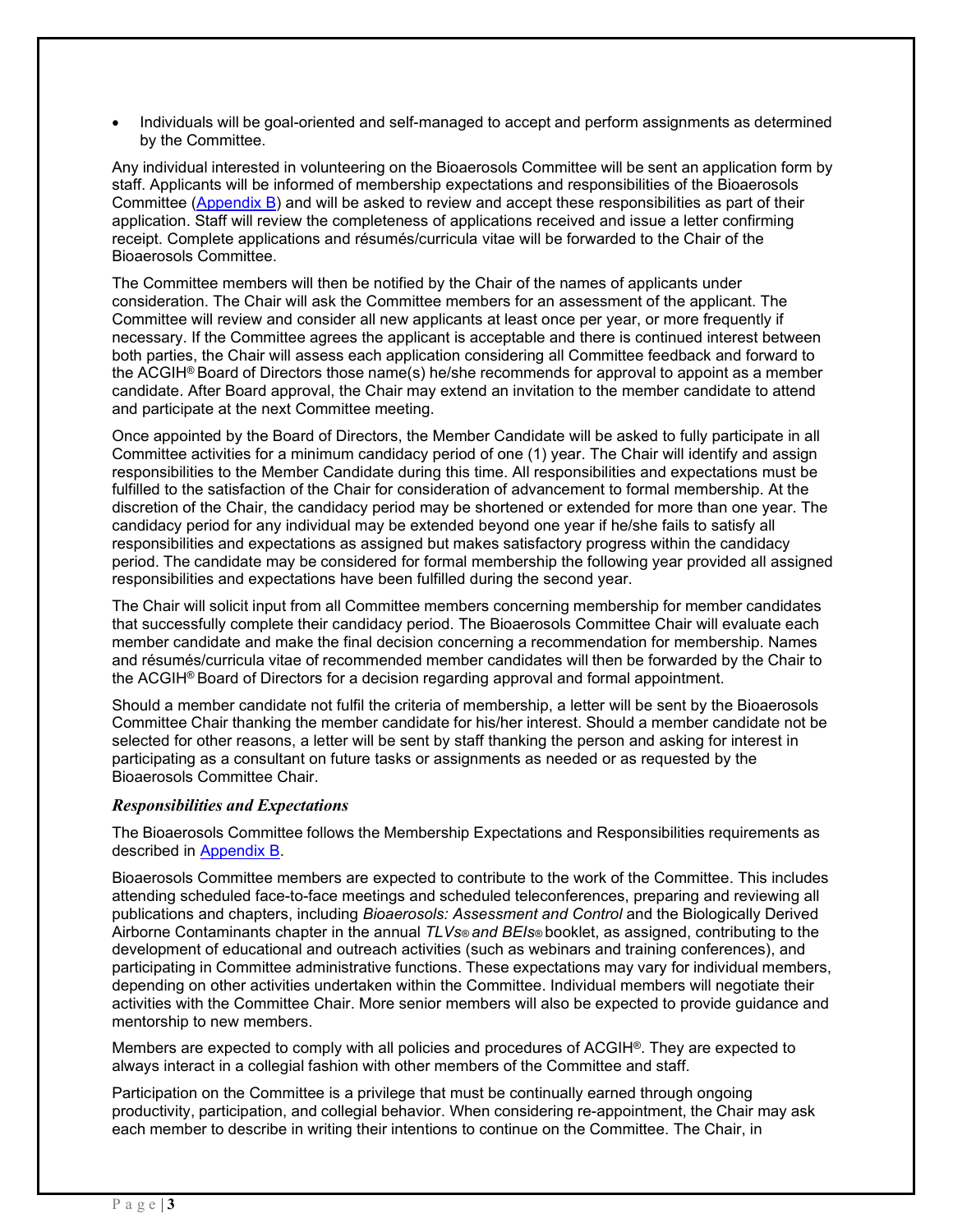- Individuals will be goal-oriented and self-managed to accept and perform assignments as determined by the Committee.

Any individual interested in volunteering on the Bioaerosols Committee will be sent an application form by staff. Applicants will be informed of membership expectations and responsibilities of the Bioaerosols Committee (Appendix B) and will be asked to review and accept these responsibilities as part of their application. Staff will review the completeness of applications received and issue a letter confirming receipt. Complete applications and résumés/curricula vitae will be forwarded to the Chair of the Bioaerosols Committee.

The Committee members will then be notified by the Chair of the names of applicants under consideration. The Chair will ask the Committee members for an assessment of the applicant. The Committee will review and consider all new applicants at least once per year, or more frequently if necessary. If the Committee agrees the applicant is acceptable and there is continued interest between both parties, the Chair will assess each application considering all Committee feedback and forward to the ACGIH® Board of Directors those name(s) he/she recommends for approval to appoint as a member candidate. After Board approval, the Chair may extend an invitation to the member candidate to attend and participate at the next Committee meeting.

Once appointed by the Board of Directors, the Member Candidate will be asked to fully participate in all Committee activities for a minimum candidacy period of one (1) year. The Chair will identify and assign responsibilities to the Member Candidate during this time. All responsibilities and expectations must be fulfilled to the satisfaction of the Chair for consideration of advancement to formal membership. At the discretion of the Chair, the candidacy period may be shortened or extended for more than one year. The candidacy period for any individual may be extended beyond one year if he/she fails to satisfy all responsibilities and expectations as assigned but makes satisfactory progress within the candidacy period. The candidate may be considered for formal membership the following year provided all assigned responsibilities and expectations have been fulfilled during the second year.

The Chair will solicit input from all Committee members concerning membership for member candidates that successfully complete their candidacy period. The Bioaerosols Committee Chair will evaluate each member candidate and make the final decision concerning a recommendation for membership. Names and résumés/curricula vitae of recommended member candidates will then be forwarded by the Chair to the ACGIH® Board of Directors for a decision regarding approval and formal appointment.

Should a member candidate not fulfil the criteria of membership, a letter will be sent by the Bioaerosols Committee Chair thanking the member candidate for his/her interest. Should a member candidate not be selected for other reasons, a letter will be sent by staff thanking the person and asking for interest in participating as a consultant on future tasks or assignments as needed or as requested by the Bioaerosols Committee Chair.

### *Responsibilities and Expectations*

The Bioaerosols Committee follows the Membership Expectations and Responsibilities requirements as described in Appendix B.

Bioaerosols Committee members are expected to contribute to the work of the Committee. This includes attending scheduled face-to-face meetings and scheduled teleconferences, preparing and reviewing all publications and chapters, including *Bioaerosols: Assessment and Control* and the Biologically Derived Airborne Contaminants chapter in the annual *TLVs® and BEIs®* booklet, as assigned, contributing to the development of educational and outreach activities (such as webinars and training conferences), and participating in Committee administrative functions. These expectations may vary for individual members, depending on other activities undertaken within the Committee. Individual members will negotiate their activities with the Committee Chair. More senior members will also be expected to provide guidance and mentorship to new members.

Members are expected to comply with all policies and procedures of ACGIH®. They are expected to always interact in a collegial fashion with other members of the Committee and staff.

Participation on the Committee is a privilege that must be continually earned through ongoing productivity, participation, and collegial behavior. When considering re-appointment, the Chair may ask each member to describe in writing their intentions to continue on the Committee. The Chair, in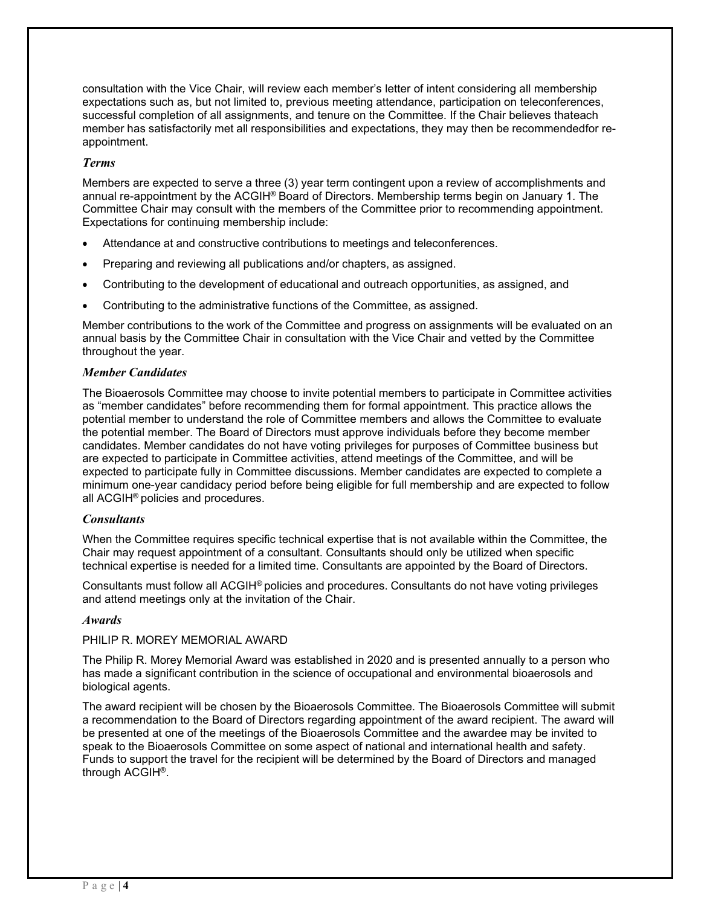consultation with the Vice Chair, will review each member's letter of intent considering all membership expectations such as, but not limited to, previous meeting attendance, participation on teleconferences, successful completion of all assignments, and tenure on the Committee. If the Chair believes thateach member has satisfactorily met all responsibilities and expectations, they may then be recommendedfor re-appointment.

### *Terms*

Members are expected to serve a three (3) year term contingent upon a review of accomplishments and annual re-appointment by the ACGIH® Board of Directors. Membership terms begin on January 1. The Committee Chair may consult with the members of the Committee prior to recommending appointment. Expectations for continuing membership include:

- Attendance at and constructive contributions to meetings and teleconferences.
- Preparing and reviewing all publications and/or chapters, as assigned.
- Contributing to the development of educational and outreach opportunities, as assigned, and
- Contributing to the administrative functions of the Committee, as assigned.

Member contributions to the work of the Committee and progress on assignments will be evaluated on an annual basis by the Committee Chair in consultation with the Vice Chair and vetted by the Committee throughout the year.

### *Member Candidates*

The Bioaerosols Committee may choose to invite potential members to participate in Committee activities as "member candidates" before recommending them for formal appointment. This practice allows the potential member to understand the role of Committee members and allows the Committee to evaluate the potential member. The Board of Directors must approve individuals before they become member candidates. Member candidates do not have voting privileges for purposes of Committee business but are expected to participate in Committee activities, attend meetings of the Committee, and will be expected to participate fully in Committee discussions. Member candidates are expected to complete a minimum one-year candidacy period before being eligible for full membership and are expected to follow all ACGIH® policies and procedures.

### *Consultants*

When the Committee requires specific technical expertise that is not available within the Committee, the Chair may request appointment of a consultant. Consultants should only be utilized when specific technical expertise is needed for a limited time. Consultants are appointed by the Board of Directors.

Consultants must follow all ACGIH® policies and procedures. Consultants do not have voting privileges and attend meetings only at the invitation of the Chair.

### *Awards*

PHILIP R. MOREY MEMORIAL AWARD

The Philip R. Morey Memorial Award was established in 2020 and is presented annually to a person who has made a significant contribution in the science of occupational and environmental bioaerosols and biological agents.

The award recipient will be chosen by the Bioaerosols Committee. The Bioaerosols Committee will submit a recommendation to the Board of Directors regarding appointment of the award recipient. The award will be presented at one of the meetings of the Bioaerosols Committee and the awardee may be invited to speak to the Bioaerosols Committee on some aspect of national and international health and safety. Funds to support the travel for the recipient will be determined by the Board of Directors and managed through ACGIH®.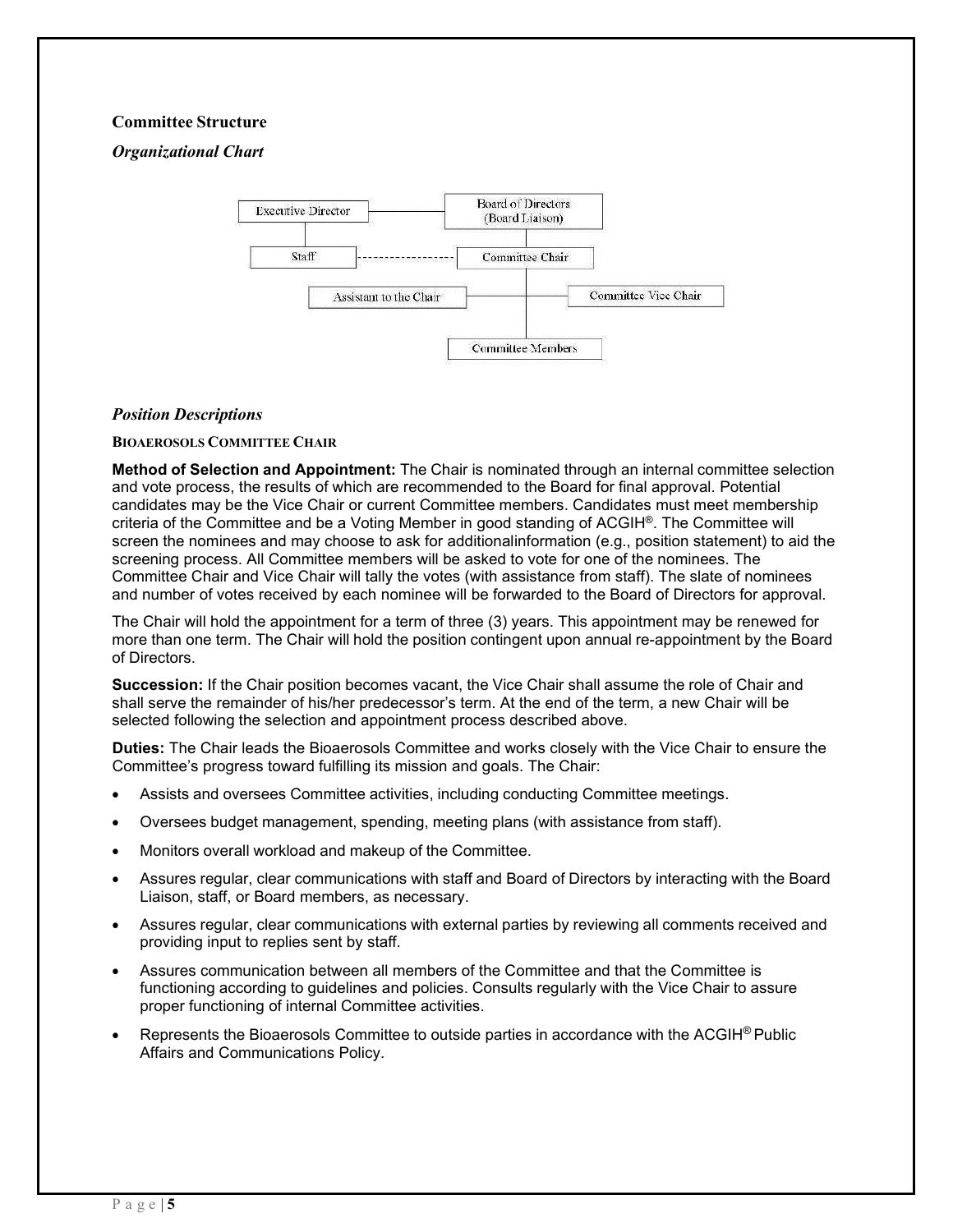## Committee Structure

### *Organizational Chart*

Executive Director — Board of Directors (Board Liaison)

Staff - - - - - Committee Chair

Assistant to the Chair — Committee Vice Chair

Committee Members

### *Position Descriptions*

#### BIOAEROSOLS COMMITTEE CHAIR

**Method of Selection and Appointment:** The Chair is nominated through an internal committee selection and vote process, the results of which are recommended to the Board for final approval. Potential candidates may be the Vice Chair or current Committee members. Candidates must meet membership criteria of the Committee and be a Voting Member in good standing of ACGIH®. The Committee will screen the nominees and may choose to ask for additionalinformation (e.g., position statement) to aid the screening process. All Committee members will be asked to vote for one of the nominees. The Committee Chair and Vice Chair will tally the votes (with assistance from staff). The slate of nominees and number of votes received by each nominee will be forwarded to the Board of Directors for approval.

The Chair will hold the appointment for a term of three (3) years. This appointment may be renewed for more than one term. The Chair will hold the position contingent upon annual re-appointment by the Board of Directors.

**Succession:** If the Chair position becomes vacant, the Vice Chair shall assume the role of Chair and shall serve the remainder of his/her predecessor's term. At the end of the term, a new Chair will be selected following the selection and appointment process described above.

**Duties:** The Chair leads the Bioaerosols Committee and works closely with the Vice Chair to ensure the Committee's progress toward fulfilling its mission and goals. The Chair:

- Assists and oversees Committee activities, including conducting Committee meetings.
- Oversees budget management, spending, meeting plans (with assistance from staff).
- Monitors overall workload and makeup of the Committee.
- Assures regular, clear communications with staff and Board of Directors by interacting with the Board Liaison, staff, or Board members, as necessary.
- Assures regular, clear communications with external parties by reviewing all comments received and providing input to replies sent by staff.
- Assures communication between all members of the Committee and that the Committee is functioning according to guidelines and policies. Consults regularly with the Vice Chair to assure proper functioning of internal Committee activities.
- Represents the Bioaerosols Committee to outside parties in accordance with the ACGIH® Public Affairs and Communications Policy.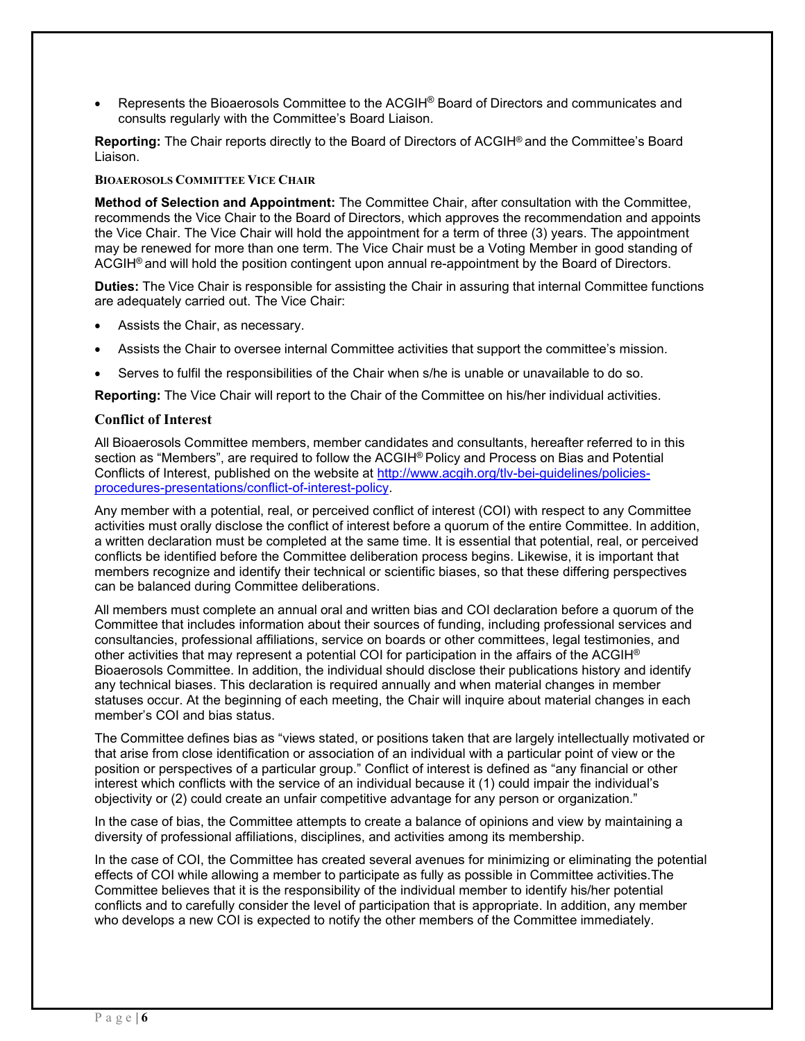- Represents the Bioaerosols Committee to the ACGIH® Board of Directors and communicates and consults regularly with the Committee's Board Liaison.

**Reporting:** The Chair reports directly to the Board of Directors of ACGIH® and the Committee's Board Liaison.

#### BIOAEROSOLS COMMITTEE VICE CHAIR

**Method of Selection and Appointment:** The Committee Chair, after consultation with the Committee, recommends the Vice Chair to the Board of Directors, which approves the recommendation and appoints the Vice Chair. The Vice Chair will hold the appointment for a term of three (3) years. The appointment may be renewed for more than one term. The Vice Chair must be a Voting Member in good standing of ACGIH® and will hold the position contingent upon annual re-appointment by the Board of Directors.

**Duties:** The Vice Chair is responsible for assisting the Chair in assuring that internal Committee functions are adequately carried out. The Vice Chair:

- Assists the Chair, as necessary.
- Assists the Chair to oversee internal Committee activities that support the committee's mission.
- Serves to fulfil the responsibilities of the Chair when s/he is unable or unavailable to do so.

**Reporting:** The Vice Chair will report to the Chair of the Committee on his/her individual activities.

### Conflict of Interest

All Bioaerosols Committee members, member candidates and consultants, hereafter referred to in this section as "Members", are required to follow the ACGIH® Policy and Process on Bias and Potential Conflicts of Interest, published on the website at http://www.acgih.org/tlv-bei-guidelines/policies-procedures-presentations/conflict-of-interest-policy.

Any member with a potential, real, or perceived conflict of interest (COI) with respect to any Committee activities must orally disclose the conflict of interest before a quorum of the entire Committee. In addition, a written declaration must be completed at the same time. It is essential that potential, real, or perceived conflicts be identified before the Committee deliberation process begins. Likewise, it is important that members recognize and identify their technical or scientific biases, so that these differing perspectives can be balanced during Committee deliberations.

All members must complete an annual oral and written bias and COI declaration before a quorum of the Committee that includes information about their sources of funding, including professional services and consultancies, professional affiliations, service on boards or other committees, legal testimonies, and other activities that may represent a potential COI for participation in the affairs of the ACGIH® Bioaerosols Committee. In addition, the individual should disclose their publications history and identify any technical biases. This declaration is required annually and when material changes in member statuses occur. At the beginning of each meeting, the Chair will inquire about material changes in each member's COI and bias status.

The Committee defines bias as "views stated, or positions taken that are largely intellectually motivated or that arise from close identification or association of an individual with a particular point of view or the position or perspectives of a particular group." Conflict of interest is defined as "any financial or other interest which conflicts with the service of an individual because it (1) could impair the individual's objectivity or (2) could create an unfair competitive advantage for any person or organization."

In the case of bias, the Committee attempts to create a balance of opinions and view by maintaining a diversity of professional affiliations, disciplines, and activities among its membership.

In the case of COI, the Committee has created several avenues for minimizing or eliminating the potential effects of COI while allowing a member to participate as fully as possible in Committee activities.The Committee believes that it is the responsibility of the individual member to identify his/her potential conflicts and to carefully consider the level of participation that is appropriate. In addition, any member who develops a new COI is expected to notify the other members of the Committee immediately.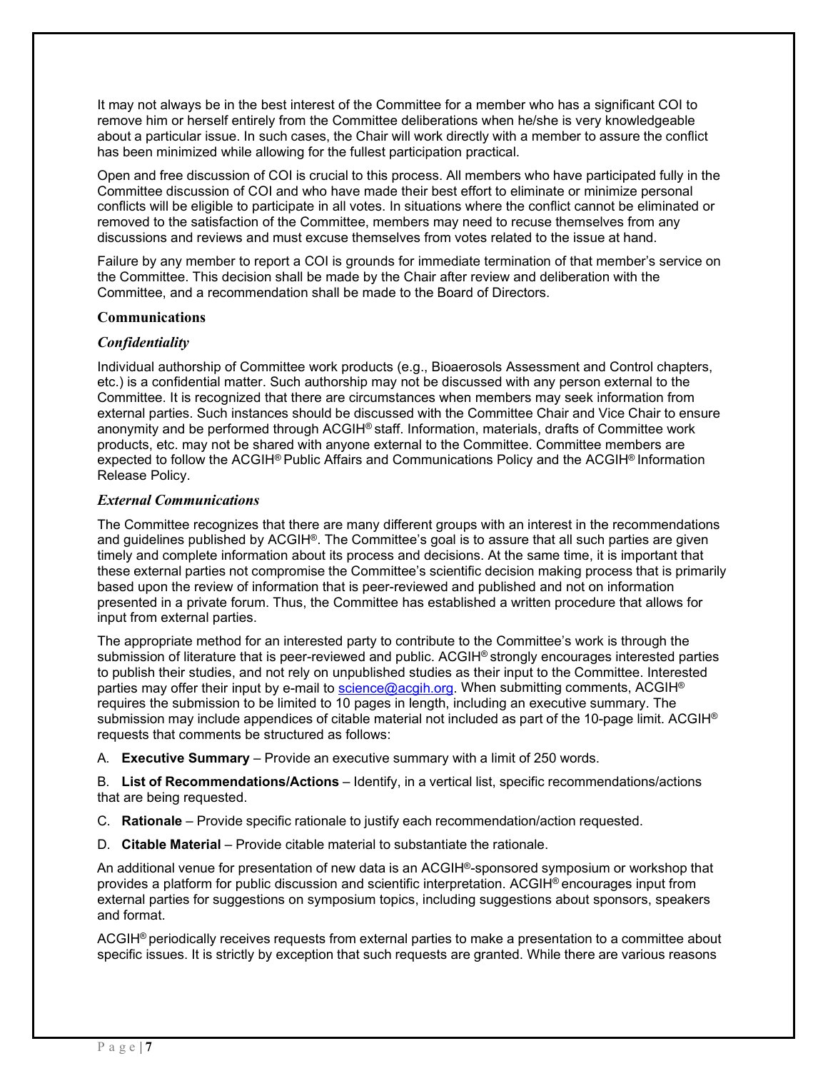It may not always be in the best interest of the Committee for a member who has a significant COI to remove him or herself entirely from the Committee deliberations when he/she is very knowledgeable about a particular issue. In such cases, the Chair will work directly with a member to assure the conflict has been minimized while allowing for the fullest participation practical.

Open and free discussion of COI is crucial to this process. All members who have participated fully in the Committee discussion of COI and who have made their best effort to eliminate or minimize personal conflicts will be eligible to participate in all votes. In situations where the conflict cannot be eliminated or removed to the satisfaction of the Committee, members may need to recuse themselves from any discussions and reviews and must excuse themselves from votes related to the issue at hand.

Failure by any member to report a COI is grounds for immediate termination of that member's service on the Committee. This decision shall be made by the Chair after review and deliberation with the Committee, and a recommendation shall be made to the Board of Directors.

## Communications

### *Confidentiality*

Individual authorship of Committee work products (e.g., Bioaerosols Assessment and Control chapters, etc.) is a confidential matter. Such authorship may not be discussed with any person external to the Committee. It is recognized that there are circumstances when members may seek information from external parties. Such instances should be discussed with the Committee Chair and Vice Chair to ensure anonymity and be performed through ACGIH® staff. Information, materials, drafts of Committee work products, etc. may not be shared with anyone external to the Committee. Committee members are expected to follow the ACGIH® Public Affairs and Communications Policy and the ACGIH® Information Release Policy.

### *External Communications*

The Committee recognizes that there are many different groups with an interest in the recommendations and guidelines published by ACGIH®. The Committee's goal is to assure that all such parties are given timely and complete information about its process and decisions. At the same time, it is important that these external parties not compromise the Committee's scientific decision making process that is primarily based upon the review of information that is peer-reviewed and published and not on information presented in a private forum. Thus, the Committee has established a written procedure that allows for input from external parties.

The appropriate method for an interested party to contribute to the Committee's work is through the submission of literature that is peer-reviewed and public. ACGIH® strongly encourages interested parties to publish their studies, and not rely on unpublished studies as their input to the Committee. Interested parties may offer their input by e-mail to science@acgih.org. When submitting comments, ACGIH® requires the submission to be limited to 10 pages in length, including an executive summary. The submission may include appendices of citable material not included as part of the 10-page limit. ACGIH® requests that comments be structured as follows:

A. **Executive Summary** – Provide an executive summary with a limit of 250 words.

B. **List of Recommendations/Actions** – Identify, in a vertical list, specific recommendations/actions that are being requested.

C. **Rationale** – Provide specific rationale to justify each recommendation/action requested.

D. **Citable Material** – Provide citable material to substantiate the rationale.

An additional venue for presentation of new data is an ACGIH®-sponsored symposium or workshop that provides a platform for public discussion and scientific interpretation. ACGIH® encourages input from external parties for suggestions on symposium topics, including suggestions about sponsors, speakers and format.

ACGIH® periodically receives requests from external parties to make a presentation to a committee about specific issues. It is strictly by exception that such requests are granted. While there are various reasons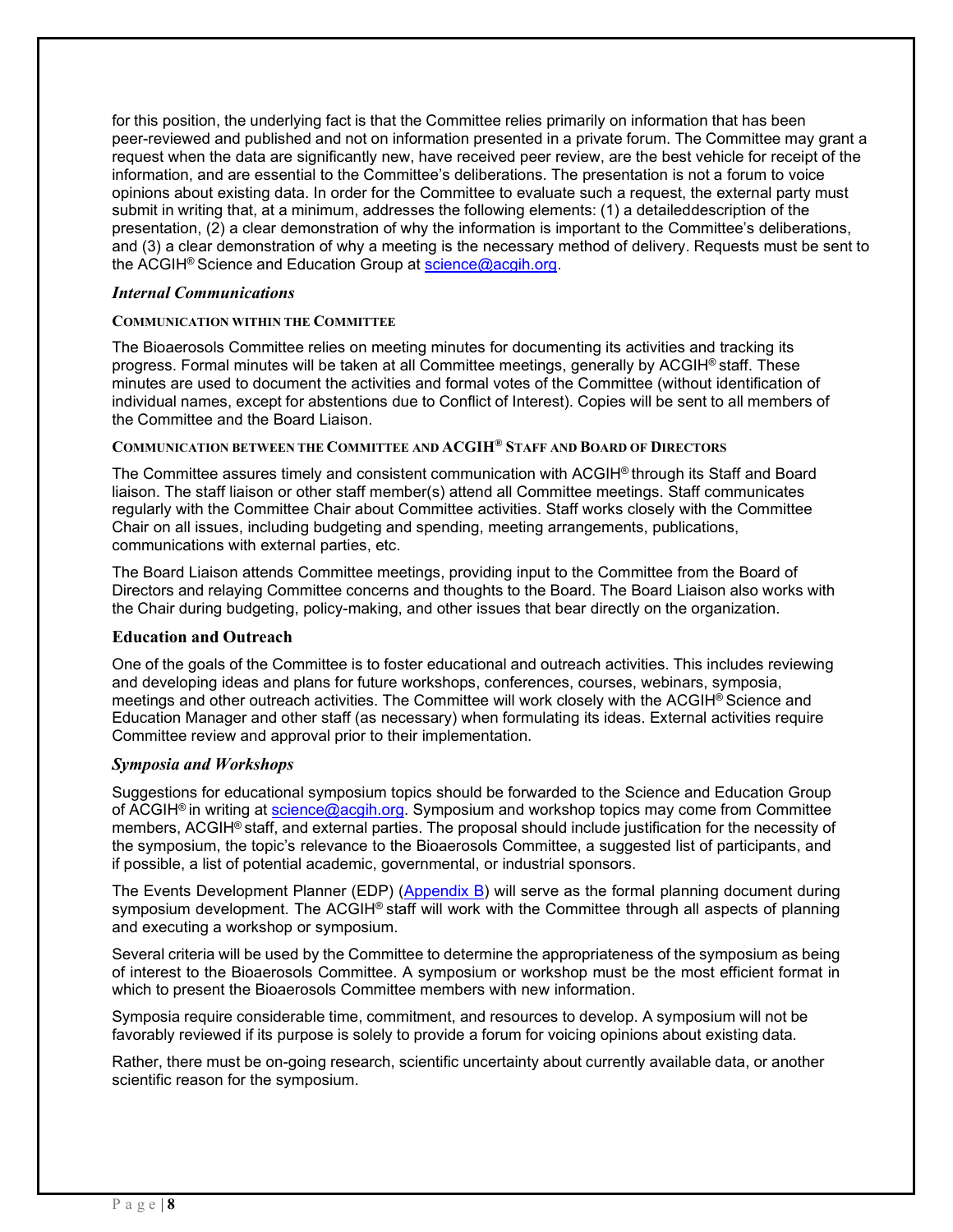for this position, the underlying fact is that the Committee relies primarily on information that has been peer-reviewed and published and not on information presented in a private forum. The Committee may grant a request when the data are significantly new, have received peer review, are the best vehicle for receipt of the information, and are essential to the Committee's deliberations. The presentation is not a forum to voice opinions about existing data. In order for the Committee to evaluate such a request, the external party must submit in writing that, at a minimum, addresses the following elements: (1) a detaileddescription of the presentation, (2) a clear demonstration of why the information is important to the Committee's deliberations, and (3) a clear demonstration of why a meeting is the necessary method of delivery. Requests must be sent to the ACGIH® Science and Education Group at science@acgih.org.

### *Internal Communications*

#### COMMUNICATION WITHIN THE COMMITTEE

The Bioaerosols Committee relies on meeting minutes for documenting its activities and tracking its progress. Formal minutes will be taken at all Committee meetings, generally by ACGIH® staff. These minutes are used to document the activities and formal votes of the Committee (without identification of individual names, except for abstentions due to Conflict of Interest). Copies will be sent to all members of the Committee and the Board Liaison.

#### COMMUNICATION BETWEEN THE COMMITTEE AND ACGIH® STAFF AND BOARD OF DIRECTORS

The Committee assures timely and consistent communication with ACGIH® through its Staff and Board liaison. The staff liaison or other staff member(s) attend all Committee meetings. Staff communicates regularly with the Committee Chair about Committee activities. Staff works closely with the Committee Chair on all issues, including budgeting and spending, meeting arrangements, publications, communications with external parties, etc.

The Board Liaison attends Committee meetings, providing input to the Committee from the Board of Directors and relaying Committee concerns and thoughts to the Board. The Board Liaison also works with the Chair during budgeting, policy-making, and other issues that bear directly on the organization.

## Education and Outreach

One of the goals of the Committee is to foster educational and outreach activities. This includes reviewing and developing ideas and plans for future workshops, conferences, courses, webinars, symposia, meetings and other outreach activities. The Committee will work closely with the ACGIH® Science and Education Manager and other staff (as necessary) when formulating its ideas. External activities require Committee review and approval prior to their implementation.

### *Symposia and Workshops*

Suggestions for educational symposium topics should be forwarded to the Science and Education Group of ACGIH® in writing at science@acgih.org. Symposium and workshop topics may come from Committee members, ACGIH® staff, and external parties. The proposal should include justification for the necessity of the symposium, the topic's relevance to the Bioaerosols Committee, a suggested list of participants, and if possible, a list of potential academic, governmental, or industrial sponsors.

The Events Development Planner (EDP) (Appendix B) will serve as the formal planning document during symposium development. The ACGIH® staff will work with the Committee through all aspects of planning and executing a workshop or symposium.

Several criteria will be used by the Committee to determine the appropriateness of the symposium as being of interest to the Bioaerosols Committee. A symposium or workshop must be the most efficient format in which to present the Bioaerosols Committee members with new information.

Symposia require considerable time, commitment, and resources to develop. A symposium will not be favorably reviewed if its purpose is solely to provide a forum for voicing opinions about existing data.

Rather, there must be on-going research, scientific uncertainty about currently available data, or another scientific reason for the symposium.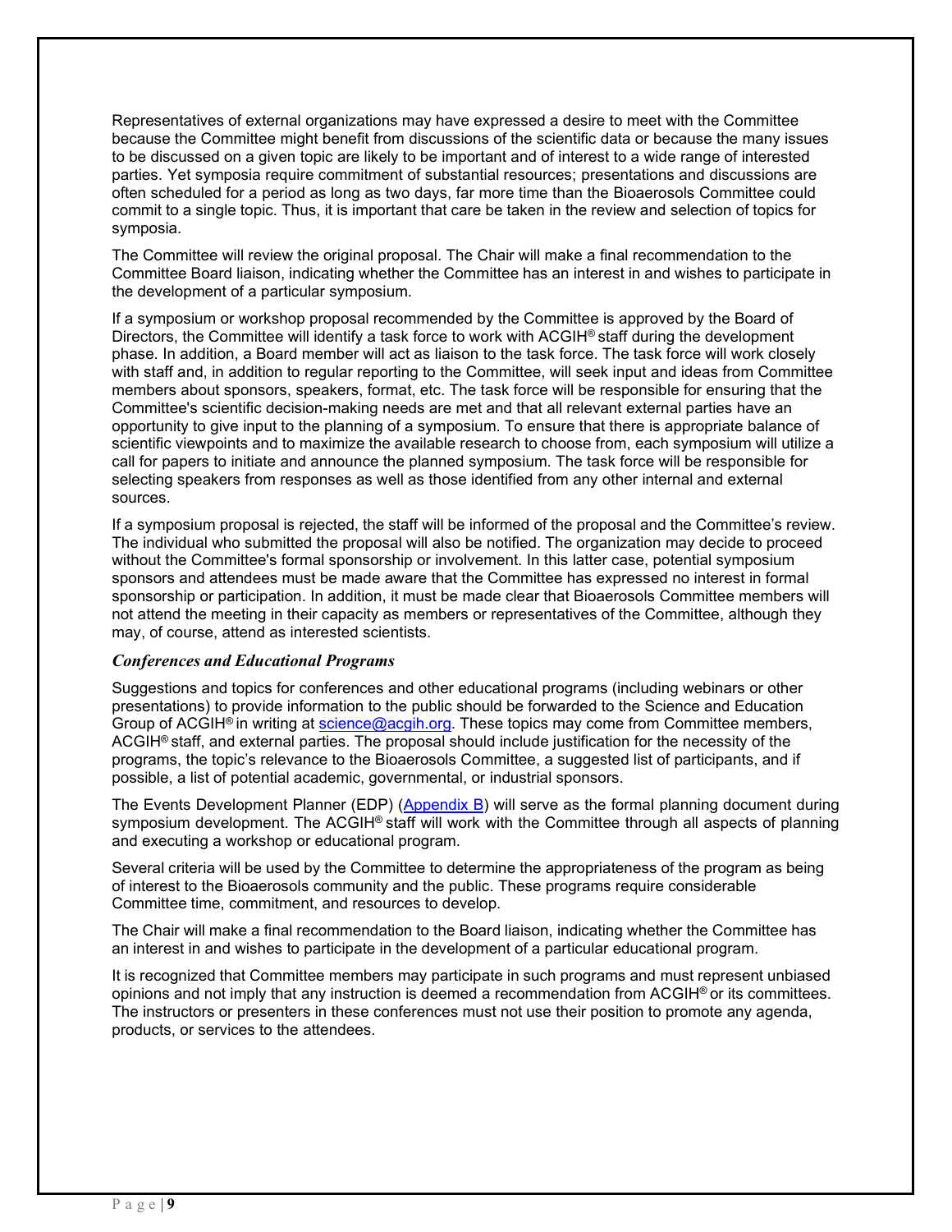Representatives of external organizations may have expressed a desire to meet with the Committee because the Committee might benefit from discussions of the scientific data or because the many issues to be discussed on a given topic are likely to be important and of interest to a wide range of interested parties. Yet symposia require commitment of substantial resources; presentations and discussions are often scheduled for a period as long as two days, far more time than the Bioaerosols Committee could commit to a single topic. Thus, it is important that care be taken in the review and selection of topics for symposia.

The Committee will review the original proposal. The Chair will make a final recommendation to the Committee Board liaison, indicating whether the Committee has an interest in and wishes to participate in the development of a particular symposium.

If a symposium or workshop proposal recommended by the Committee is approved by the Board of Directors, the Committee will identify a task force to work with ACGIH® staff during the development phase. In addition, a Board member will act as liaison to the task force. The task force will work closely with staff and, in addition to regular reporting to the Committee, will seek input and ideas from Committee members about sponsors, speakers, format, etc. The task force will be responsible for ensuring that the Committee's scientific decision-making needs are met and that all relevant external parties have an opportunity to give input to the planning of a symposium. To ensure that there is appropriate balance of scientific viewpoints and to maximize the available research to choose from, each symposium will utilize a call for papers to initiate and announce the planned symposium. The task force will be responsible for selecting speakers from responses as well as those identified from any other internal and external sources.

If a symposium proposal is rejected, the staff will be informed of the proposal and the Committee's review. The individual who submitted the proposal will also be notified. The organization may decide to proceed without the Committee's formal sponsorship or involvement. In this latter case, potential symposium sponsors and attendees must be made aware that the Committee has expressed no interest in formal sponsorship or participation. In addition, it must be made clear that Bioaerosols Committee members will not attend the meeting in their capacity as members or representatives of the Committee, although they may, of course, attend as interested scientists.

### *Conferences and Educational Programs*

Suggestions and topics for conferences and other educational programs (including webinars or other presentations) to provide information to the public should be forwarded to the Science and Education Group of ACGIH® in writing at science@acgih.org. These topics may come from Committee members, ACGIH® staff, and external parties. The proposal should include justification for the necessity of the programs, the topic's relevance to the Bioaerosols Committee, a suggested list of participants, and if possible, a list of potential academic, governmental, or industrial sponsors.

The Events Development Planner (EDP) (Appendix B) will serve as the formal planning document during symposium development. The ACGIH® staff will work with the Committee through all aspects of planning and executing a workshop or educational program.

Several criteria will be used by the Committee to determine the appropriateness of the program as being of interest to the Bioaerosols community and the public. These programs require considerable Committee time, commitment, and resources to develop.

The Chair will make a final recommendation to the Board liaison, indicating whether the Committee has an interest in and wishes to participate in the development of a particular educational program.

It is recognized that Committee members may participate in such programs and must represent unbiased opinions and not imply that any instruction is deemed a recommendation from ACGIH® or its committees. The instructors or presenters in these conferences must not use their position to promote any agenda, products, or services to the attendees.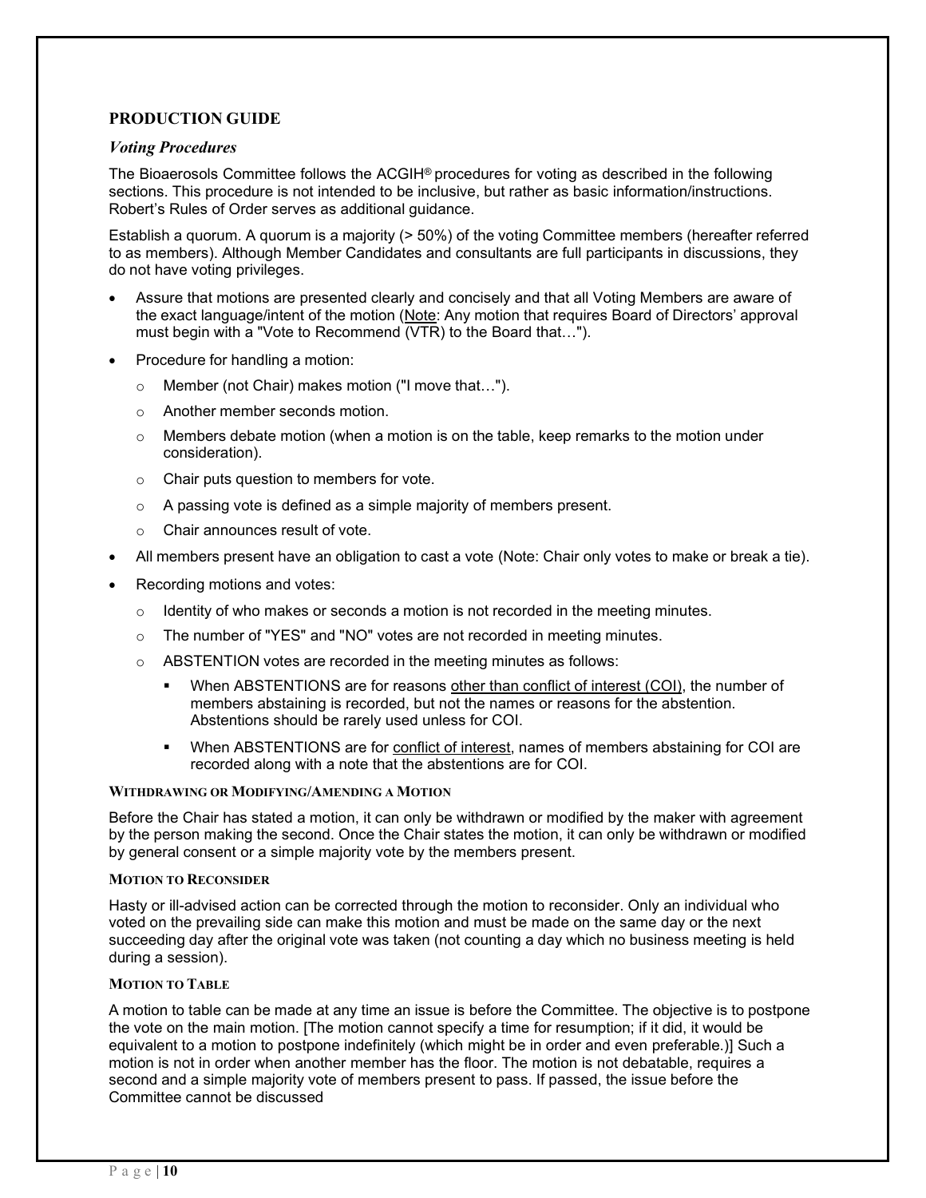## PRODUCTION GUIDE

### *Voting Procedures*

The Bioaerosols Committee follows the ACGIH® procedures for voting as described in the following sections. This procedure is not intended to be inclusive, but rather as basic information/instructions. Robert's Rules of Order serves as additional guidance.

Establish a quorum. A quorum is a majority (> 50%) of the voting Committee members (hereafter referred to as members). Although Member Candidates and consultants are full participants in discussions, they do not have voting privileges.

- Assure that motions are presented clearly and concisely and that all Voting Members are aware of the exact language/intent of the motion (Note: Any motion that requires Board of Directors' approval must begin with a "Vote to Recommend (VTR) to the Board that…").
- Procedure for handling a motion:
  - Member (not Chair) makes motion ("I move that…").
  - Another member seconds motion.
  - Members debate motion (when a motion is on the table, keep remarks to the motion under consideration).
  - Chair puts question to members for vote.
  - A passing vote is defined as a simple majority of members present.
  - Chair announces result of vote.
- All members present have an obligation to cast a vote (Note: Chair only votes to make or break a tie).
- Recording motions and votes:
  - Identity of who makes or seconds a motion is not recorded in the meeting minutes.
  - The number of "YES" and "NO" votes are not recorded in meeting minutes.
  - ABSTENTION votes are recorded in the meeting minutes as follows:
    - When ABSTENTIONS are for reasons other than conflict of interest (COI), the number of members abstaining is recorded, but not the names or reasons for the abstention. Abstentions should be rarely used unless for COI.
    - When ABSTENTIONS are for conflict of interest, names of members abstaining for COI are recorded along with a note that the abstentions are for COI.

#### WITHDRAWING OR MODIFYING/AMENDING A MOTION

Before the Chair has stated a motion, it can only be withdrawn or modified by the maker with agreement by the person making the second. Once the Chair states the motion, it can only be withdrawn or modified by general consent or a simple majority vote by the members present.

#### MOTION TO RECONSIDER

Hasty or ill-advised action can be corrected through the motion to reconsider. Only an individual who voted on the prevailing side can make this motion and must be made on the same day or the next succeeding day after the original vote was taken (not counting a day which no business meeting is held during a session).

#### MOTION TO TABLE

A motion to table can be made at any time an issue is before the Committee. The objective is to postpone the vote on the main motion. [The motion cannot specify a time for resumption; if it did, it would be equivalent to a motion to postpone indefinitely (which might be in order and even preferable.)] Such a motion is not in order when another member has the floor. The motion is not debatable, requires a second and a simple majority vote of members present to pass. If passed, the issue before the Committee cannot be discussed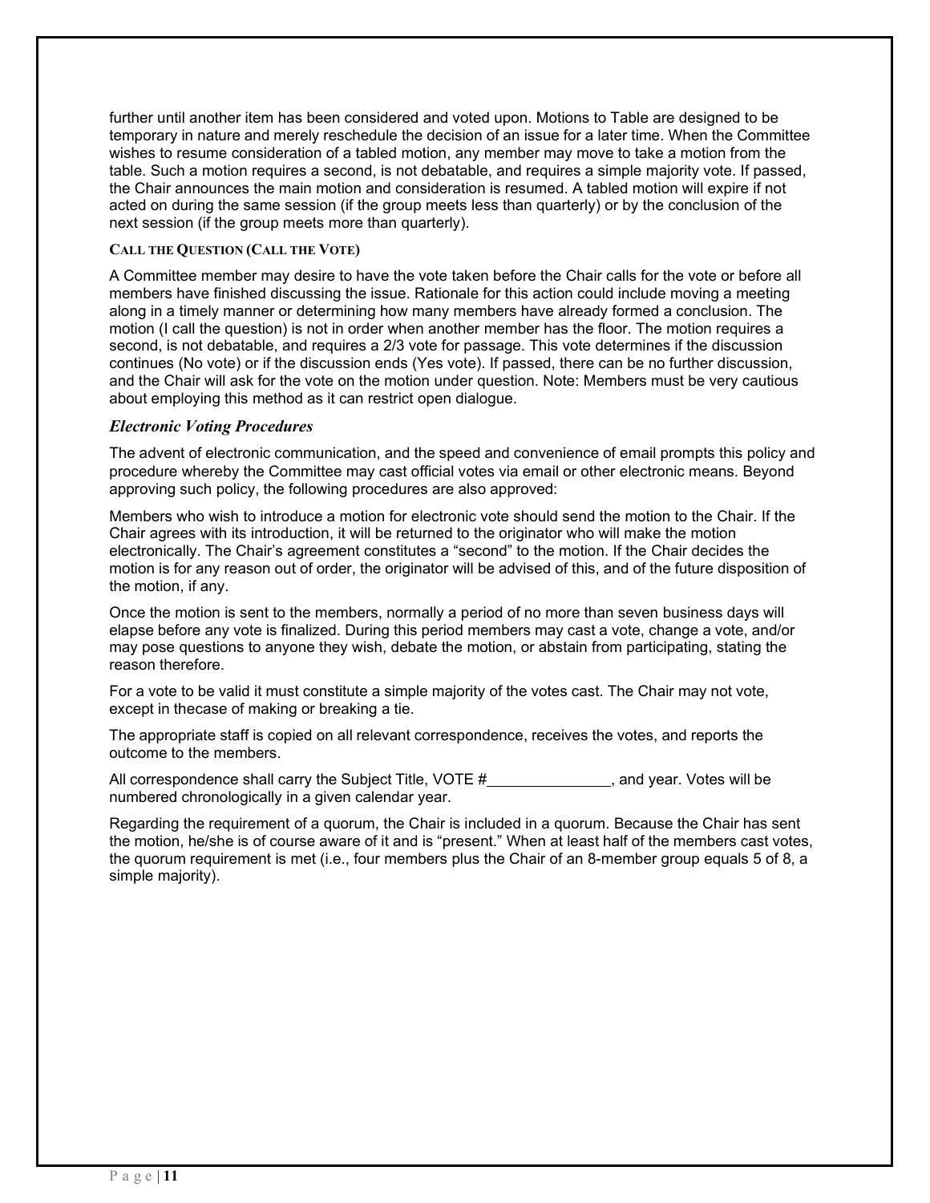further until another item has been considered and voted upon. Motions to Table are designed to be temporary in nature and merely reschedule the decision of an issue for a later time. When the Committee wishes to resume consideration of a tabled motion, any member may move to take a motion from the table. Such a motion requires a second, is not debatable, and requires a simple majority vote. If passed, the Chair announces the main motion and consideration is resumed. A tabled motion will expire if not acted on during the same session (if the group meets less than quarterly) or by the conclusion of the next session (if the group meets more than quarterly).

#### CALL THE QUESTION (CALL THE VOTE)

A Committee member may desire to have the vote taken before the Chair calls for the vote or before all members have finished discussing the issue. Rationale for this action could include moving a meeting along in a timely manner or determining how many members have already formed a conclusion. The motion (I call the question) is not in order when another member has the floor. The motion requires a second, is not debatable, and requires a 2/3 vote for passage. This vote determines if the discussion continues (No vote) or if the discussion ends (Yes vote). If passed, there can be no further discussion, and the Chair will ask for the vote on the motion under question. Note: Members must be very cautious about employing this method as it can restrict open dialogue.

### *Electronic Voting Procedures*

The advent of electronic communication, and the speed and convenience of email prompts this policy and procedure whereby the Committee may cast official votes via email or other electronic means. Beyond approving such policy, the following procedures are also approved:

Members who wish to introduce a motion for electronic vote should send the motion to the Chair. If the Chair agrees with its introduction, it will be returned to the originator who will make the motion electronically. The Chair's agreement constitutes a "second" to the motion. If the Chair decides the motion is for any reason out of order, the originator will be advised of this, and of the future disposition of the motion, if any.

Once the motion is sent to the members, normally a period of no more than seven business days will elapse before any vote is finalized. During this period members may cast a vote, change a vote, and/or may pose questions to anyone they wish, debate the motion, or abstain from participating, stating the reason therefore.

For a vote to be valid it must constitute a simple majority of the votes cast. The Chair may not vote, except in thecase of making or breaking a tie.

The appropriate staff is copied on all relevant correspondence, receives the votes, and reports the outcome to the members.

All correspondence shall carry the Subject Title, VOTE #_______________, and year. Votes will be numbered chronologically in a given calendar year.

Regarding the requirement of a quorum, the Chair is included in a quorum. Because the Chair has sent the motion, he/she is of course aware of it and is "present." When at least half of the members cast votes, the quorum requirement is met (i.e., four members plus the Chair of an 8-member group equals 5 of 8, a simple majority).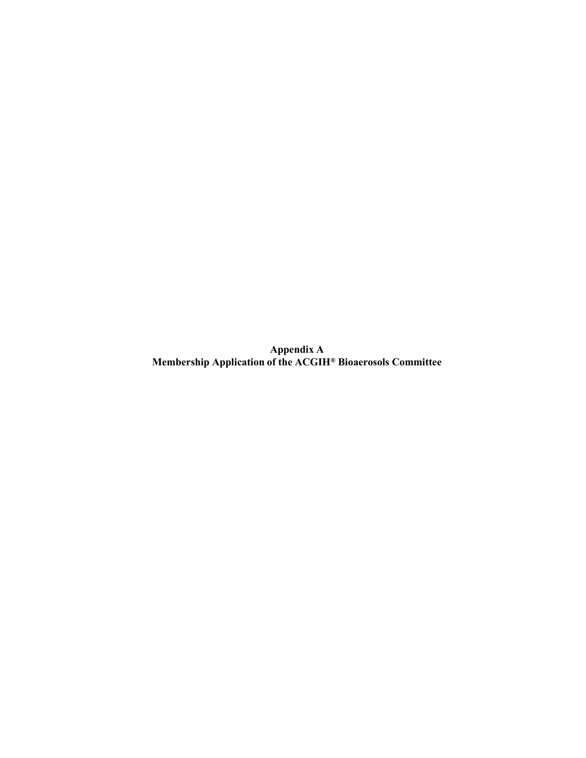**Appendix A**
**Membership Application of the ACGIH® Bioaerosols Committee**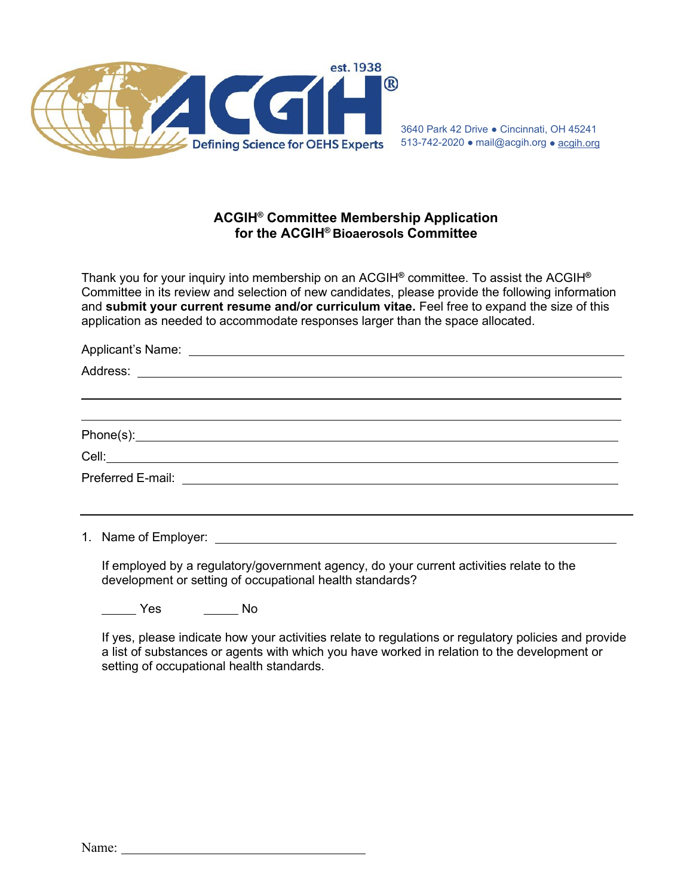ACGIH® est. 1938 Defining Science for OEHS Experts

3640 Park 42 Drive ● Cincinnati, OH 45241
513-742-2020 ● mail@acgih.org ● acgih.org

## ACGIH® Committee Membership Application for the ACGIH® Bioaerosols Committee

Thank you for your inquiry into membership on an ACGIH® committee. To assist the ACGIH® Committee in its review and selection of new candidates, please provide the following information and **submit your current resume and/or curriculum vitae.** Feel free to expand the size of this application as needed to accommodate responses larger than the space allocated.

Applicant's Name: ______________________________

Address: ______________________________

______________________________

______________________________

Phone(s): ______________________________

Cell: ______________________________

Preferred E-mail: ______________________________

---

1. Name of Employer: ______________________________

   If employed by a regulatory/government agency, do your current activities relate to the development or setting of occupational health standards?

   _____ Yes     _____ No

   If yes, please indicate how your activities relate to regulations or regulatory policies and provide a list of substances or agents with which you have worked in relation to the development or setting of occupational health standards.

Name: ______________________________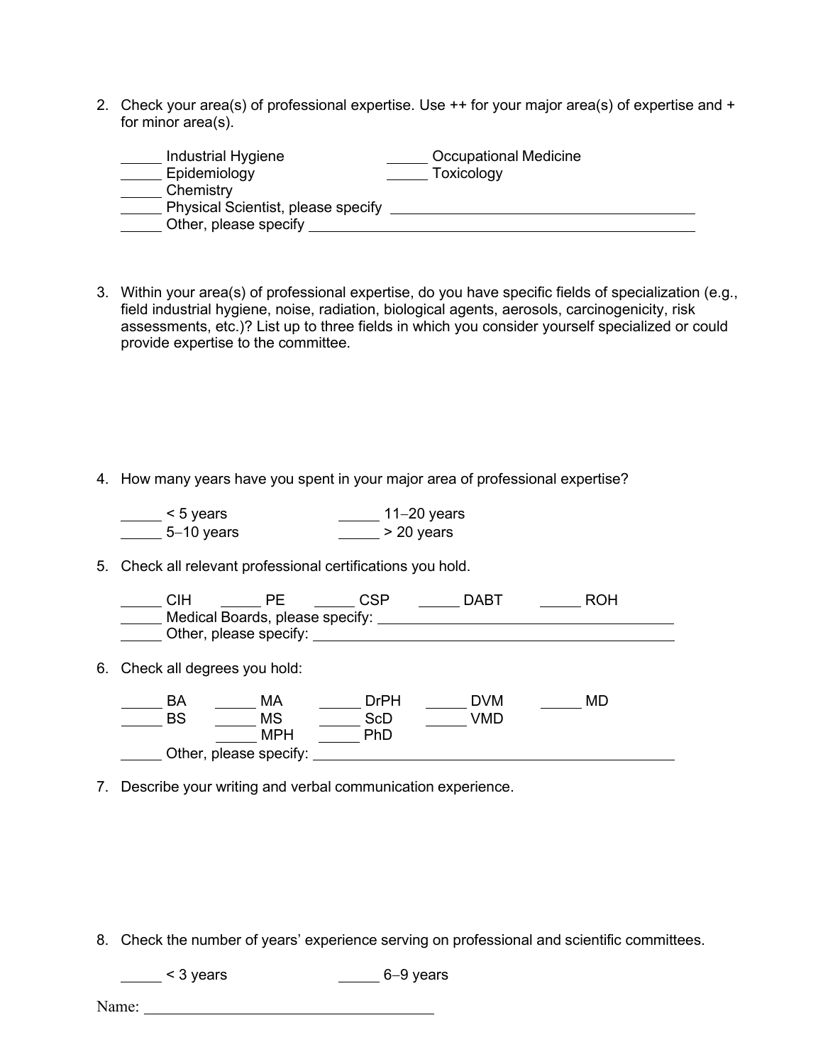2. Check your area(s) of professional expertise. Use ++ for your major area(s) of expertise and + for minor area(s).

   _____ Industrial Hygiene
   _____ Occupational Medicine
   _____ Epidemiology
   _____ Toxicology
   _____ Chemistry
   _____ Physical Scientist, please specify ______________________________
   _____ Other, please specify ______________________________

3. Within your area(s) of professional expertise, do you have specific fields of specialization (e.g., field industrial hygiene, noise, radiation, biological agents, aerosols, carcinogenicity, risk assessments, etc.)? List up to three fields in which you consider yourself specialized or could provide expertise to the committee.

4. How many years have you spent in your major area of professional expertise?

   _____ < 5 years
   _____ 11–20 years
   _____ 5–10 years
   _____ > 20 years

5. Check all relevant professional certifications you hold.

   _____ CIH _____ PE _____ CSP _____ DABT _____ ROH
   _____ Medical Boards, please specify: ______________________________
   _____ Other, please specify: ______________________________

6. Check all degrees you hold:

   _____ BA _____ MA _____ DrPH _____ DVM _____ MD
   _____ BS _____ MS _____ ScD _____ VMD
   _____ MPH _____ PhD
   _____ Other, please specify: ______________________________

7. Describe your writing and verbal communication experience.

8. Check the number of years' experience serving on professional and scientific committees.

   _____ < 3 years
   _____ 6–9 years

Name: ______________________________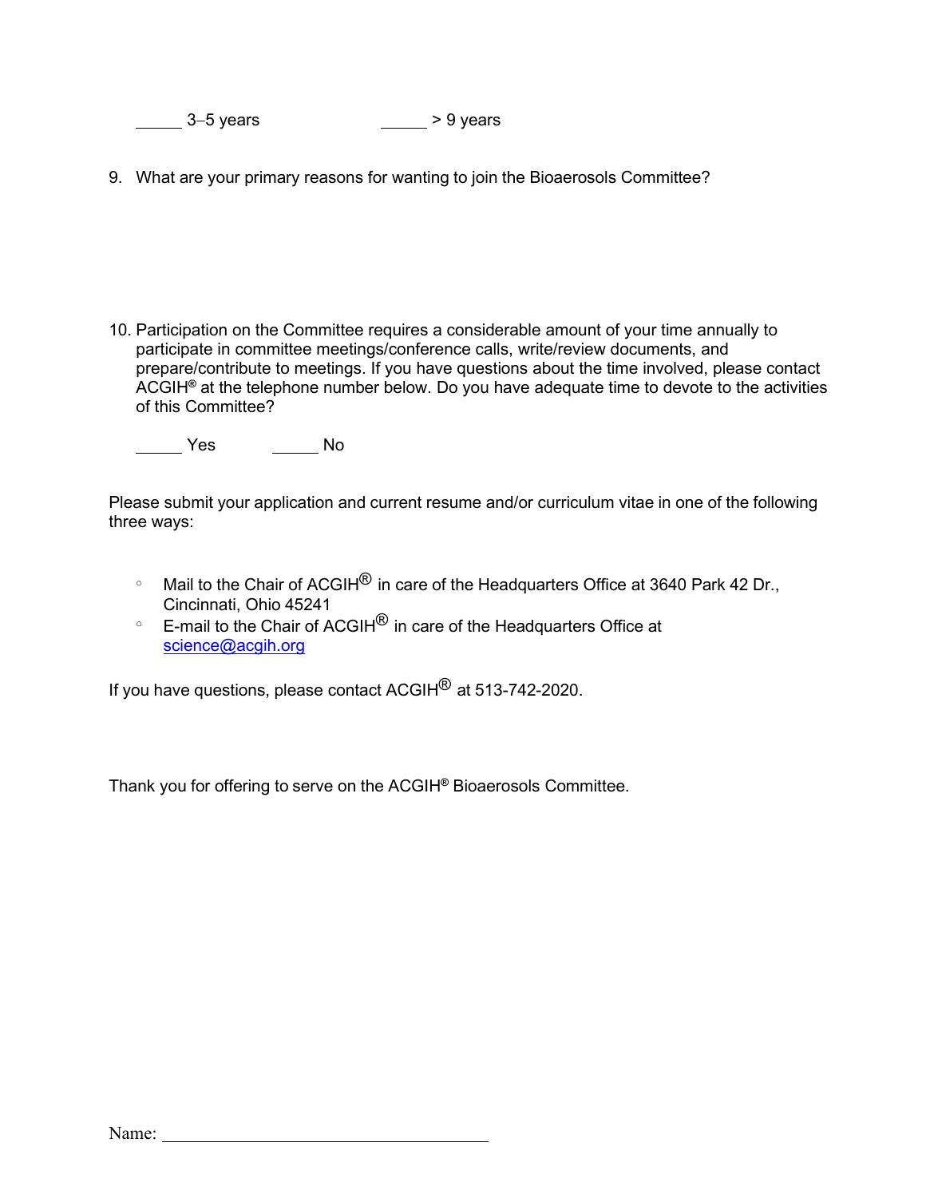_____ 3–5 years _____ > 9 years

9. What are your primary reasons for wanting to join the Bioaerosols Committee?

10. Participation on the Committee requires a considerable amount of your time annually to participate in committee meetings/conference calls, write/review documents, and prepare/contribute to meetings. If you have questions about the time involved, please contact ACGIH® at the telephone number below. Do you have adequate time to devote to the activities of this Committee?

    _____ Yes _____ No

Please submit your application and current resume and/or curriculum vitae in one of the following three ways:

- Mail to the Chair of ACGIH® in care of the Headquarters Office at 3640 Park 42 Dr., Cincinnati, Ohio 45241
- E-mail to the Chair of ACGIH® in care of the Headquarters Office at science@acgih.org

If you have questions, please contact ACGIH® at 513-742-2020.

Thank you for offering to serve on the ACGIH® Bioaerosols Committee.

Name: ______________________________________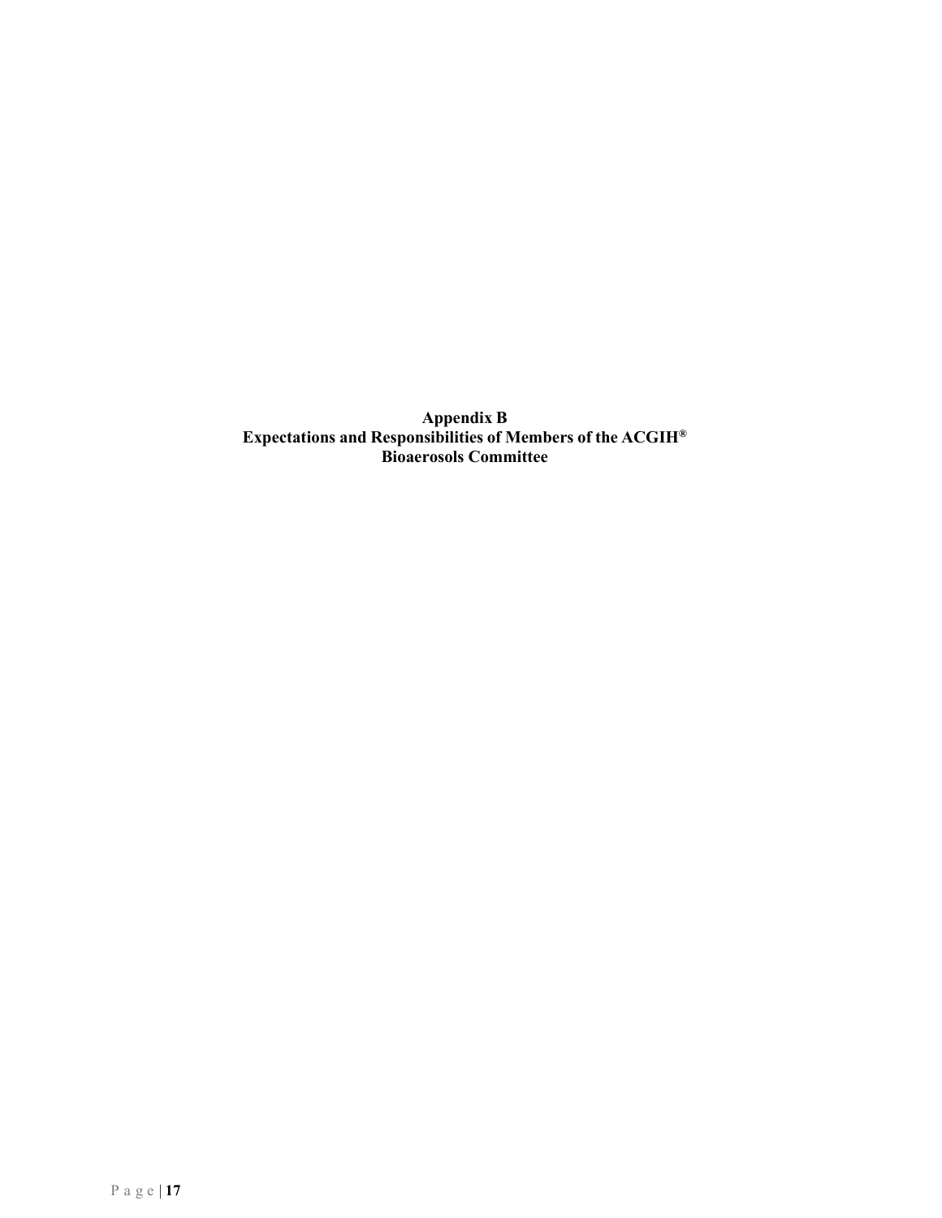# Appendix B
## Expectations and Responsibilities of Members of the ACGIH® Bioaerosols Committee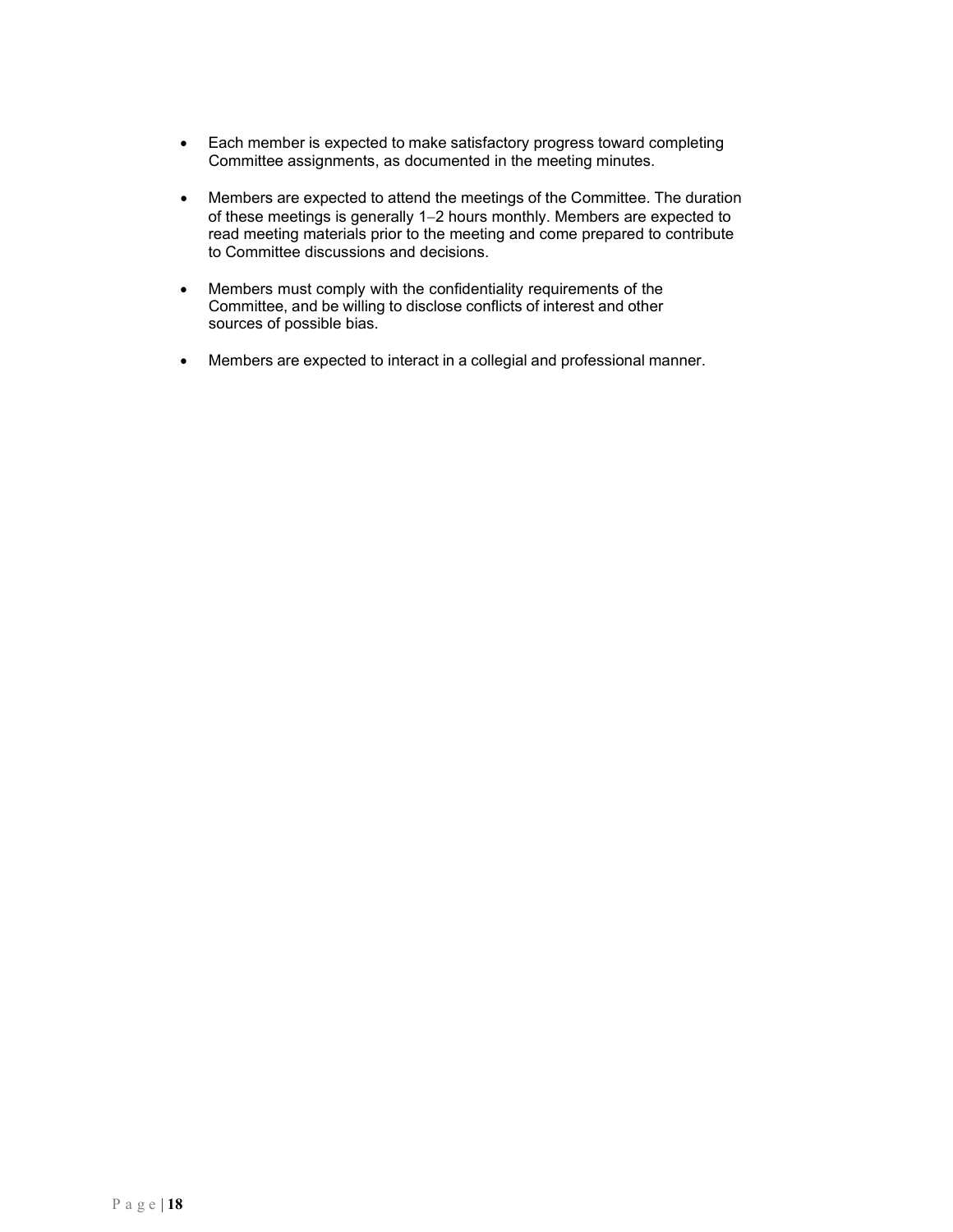- Each member is expected to make satisfactory progress toward completing Committee assignments, as documented in the meeting minutes.

- Members are expected to attend the meetings of the Committee. The duration of these meetings is generally 1–2 hours monthly. Members are expected to read meeting materials prior to the meeting and come prepared to contribute to Committee discussions and decisions.

- Members must comply with the confidentiality requirements of the Committee, and be willing to disclose conflicts of interest and other sources of possible bias.

- Members are expected to interact in a collegial and professional manner.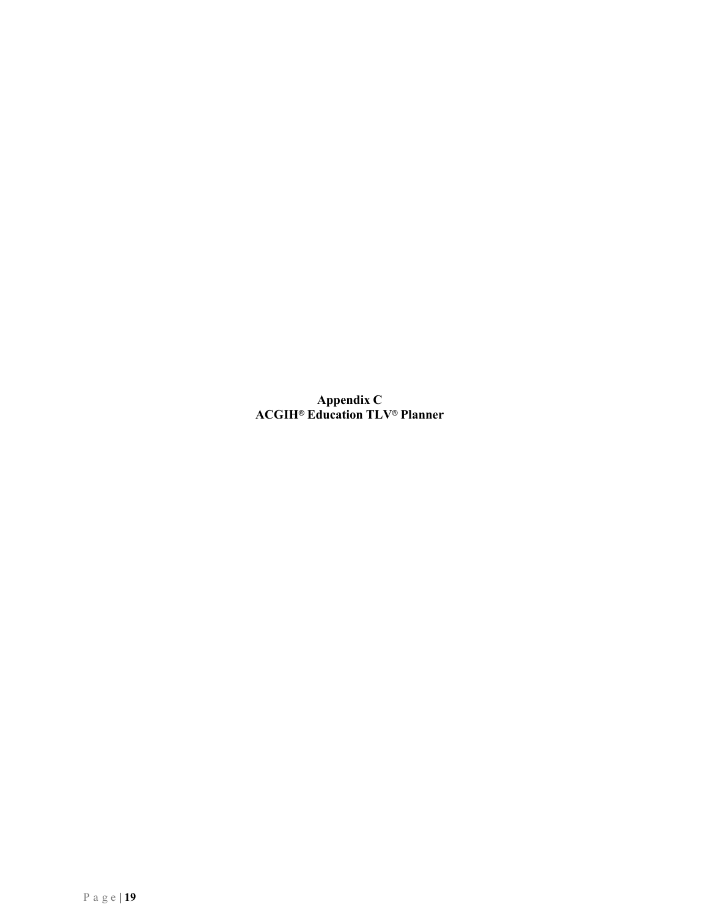# Appendix C
# ACGIH® Education TLV® Planner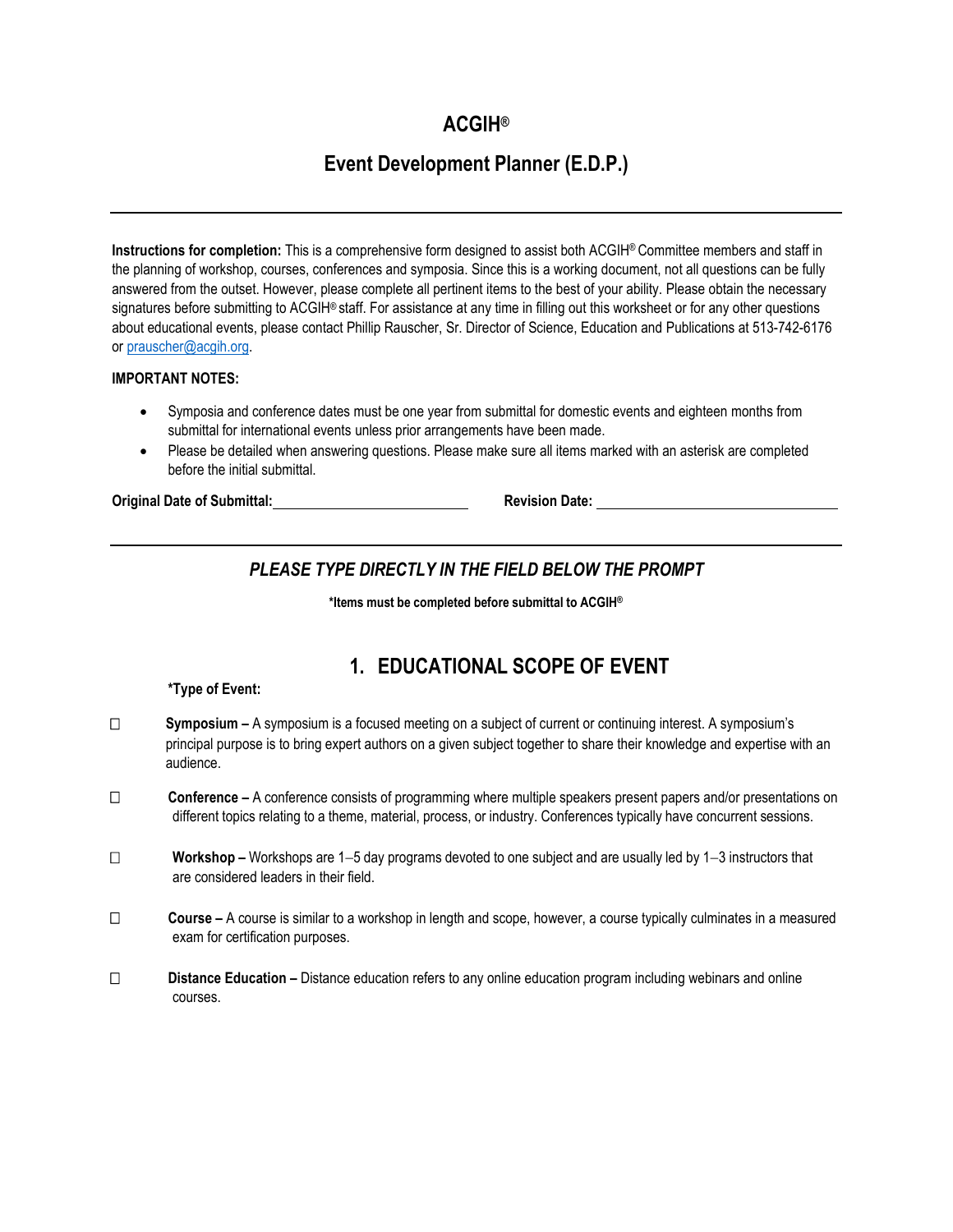# ACGIH®

## Event Development Planner (E.D.P.)

---

**Instructions for completion:** This is a comprehensive form designed to assist both ACGIH® Committee members and staff in the planning of workshop, courses, conferences and symposia. Since this is a working document, not all questions can be fully answered from the outset. However, please complete all pertinent items to the best of your ability. Please obtain the necessary signatures before submitting to ACGIH® staff. For assistance at any time in filling out this worksheet or for any other questions about educational events, please contact Phillip Rauscher, Sr. Director of Science, Education and Publications at 513-742-6176 or prauscher@acgih.org.

**IMPORTANT NOTES:**

- Symposia and conference dates must be one year from submittal for domestic events and eighteen months from submittal for international events unless prior arrangements have been made.
- Please be detailed when answering questions. Please make sure all items marked with an asterisk are completed before the initial submittal.

**Original Date of Submittal:** \_\_\_\_\_\_\_\_\_\_\_\_\_\_\_\_\_\_\_\_ **Revision Date:** \_\_\_\_\_\_\_\_\_\_\_\_\_\_\_\_\_\_\_\_

---

***PLEASE TYPE DIRECTLY IN THE FIELD BELOW THE PROMPT***

**\*Items must be completed before submittal to ACGIH®**

## 1. EDUCATIONAL SCOPE OF EVENT

**\*Type of Event:**

☐ **Symposium –** A symposium is a focused meeting on a subject of current or continuing interest. A symposium's principal purpose is to bring expert authors on a given subject together to share their knowledge and expertise with an audience.

☐ **Conference –** A conference consists of programming where multiple speakers present papers and/or presentations on different topics relating to a theme, material, process, or industry. Conferences typically have concurrent sessions.

☐ **Workshop –** Workshops are 1–5 day programs devoted to one subject and are usually led by 1–3 instructors that are considered leaders in their field.

☐ **Course –** A course is similar to a workshop in length and scope, however, a course typically culminates in a measured exam for certification purposes.

☐ **Distance Education –** Distance education refers to any online education program including webinars and online courses.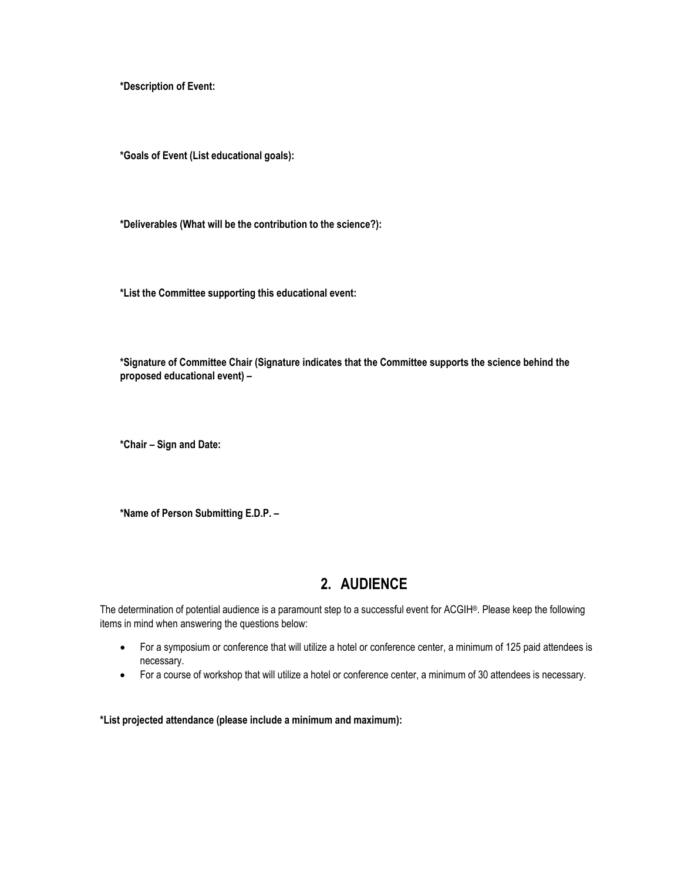**\*Description of Event:**

**\*Goals of Event (List educational goals):**

**\*Deliverables (What will be the contribution to the science?):**

**\*List the Committee supporting this educational event:**

**\*Signature of Committee Chair (Signature indicates that the Committee supports the science behind the proposed educational event) –**

**\*Chair – Sign and Date:**

**\*Name of Person Submitting E.D.P. –**

## 2. AUDIENCE

The determination of potential audience is a paramount step to a successful event for ACGIH®. Please keep the following items in mind when answering the questions below:

- For a symposium or conference that will utilize a hotel or conference center, a minimum of 125 paid attendees is necessary.
- For a course of workshop that will utilize a hotel or conference center, a minimum of 30 attendees is necessary.

**\*List projected attendance (please include a minimum and maximum):**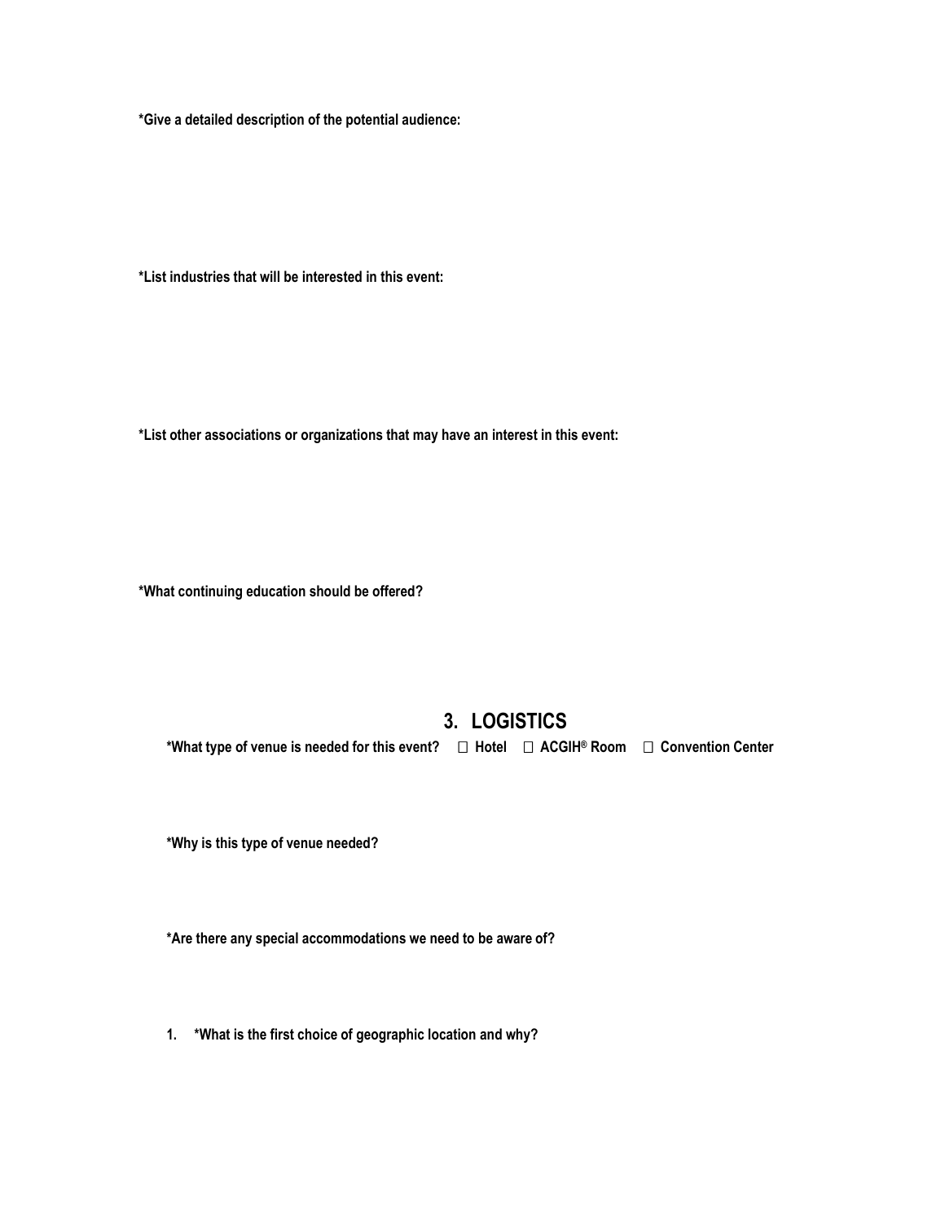**\*Give a detailed description of the potential audience:**

**\*List industries that will be interested in this event:**

**\*List other associations or organizations that may have an interest in this event:**

**\*What continuing education should be offered?**

## 3. LOGISTICS

**\*What type of venue is needed for this event?** ☐ **Hotel** ☐ **ACGIH® Room** ☐ **Convention Center**

**\*Why is this type of venue needed?**

**\*Are there any special accommodations we need to be aware of?**

1. **\*What is the first choice of geographic location and why?**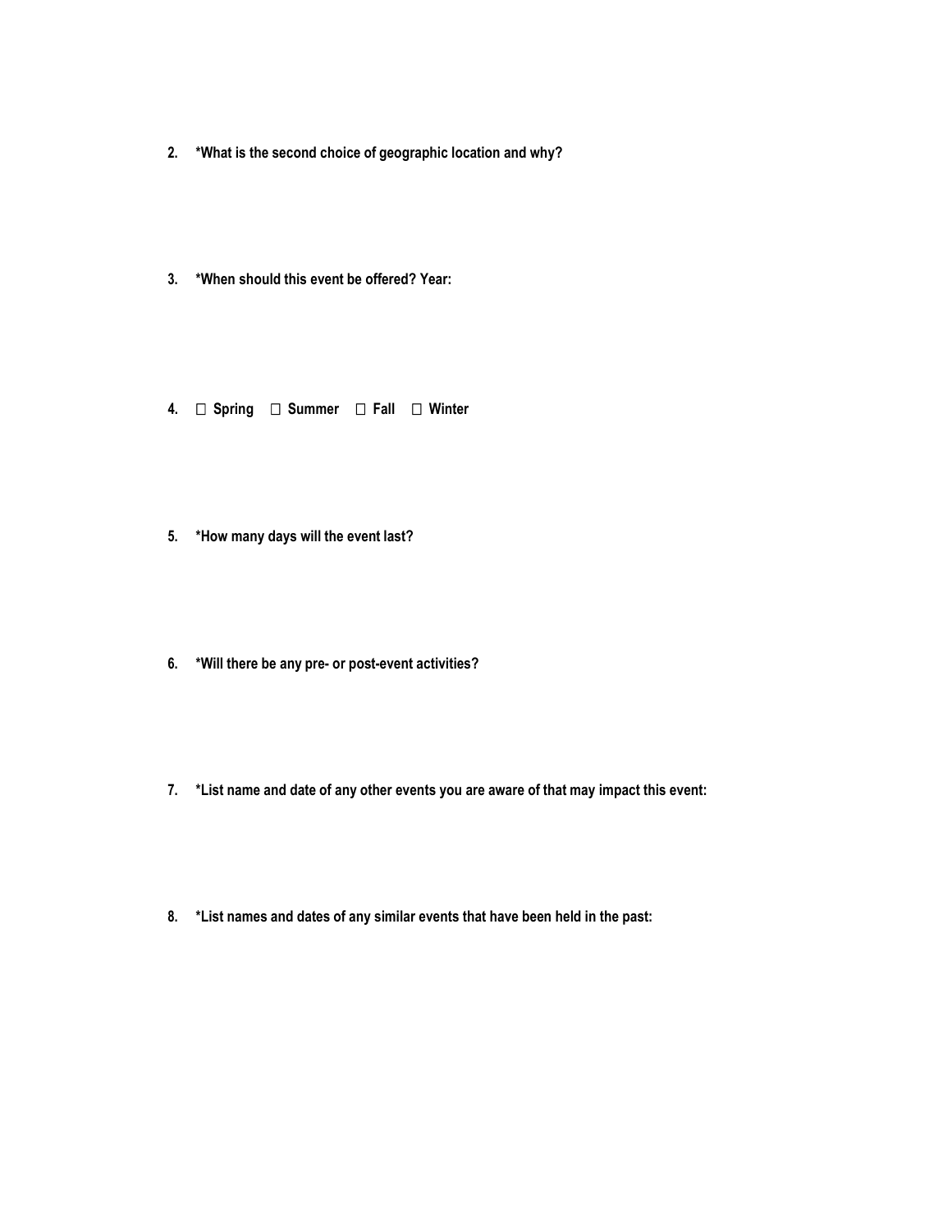2. **\*What is the second choice of geographic location and why?**

3. **\*When should this event be offered? Year:**

4. **☐ Spring ☐ Summer ☐ Fall ☐ Winter**

5. **\*How many days will the event last?**

6. **\*Will there be any pre- or post-event activities?**

7. **\*List name and date of any other events you are aware of that may impact this event:**

8. **\*List names and dates of any similar events that have been held in the past:**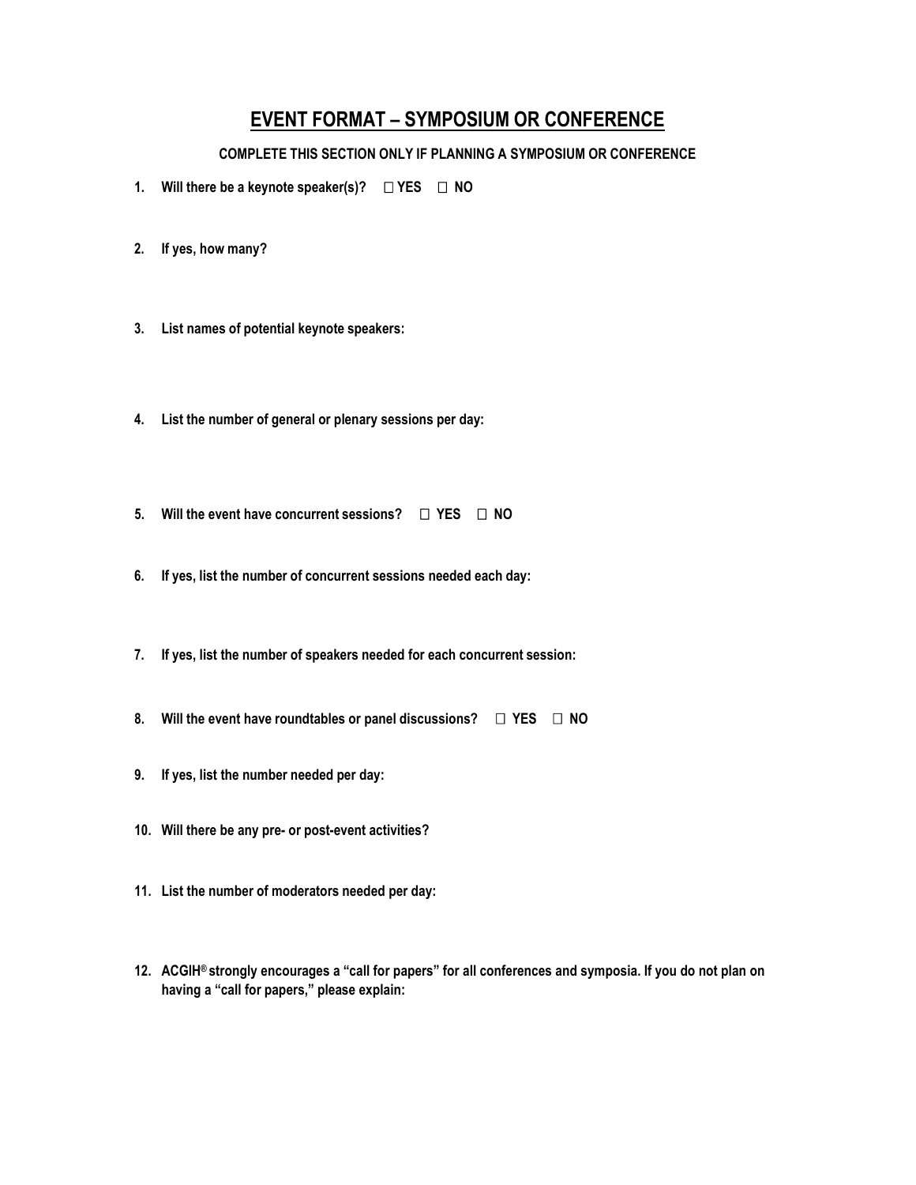# EVENT FORMAT – SYMPOSIUM OR CONFERENCE

**COMPLETE THIS SECTION ONLY IF PLANNING A SYMPOSIUM OR CONFERENCE**

1. **Will there be a keynote speaker(s)? ☐ YES ☐ NO**

2. **If yes, how many?**

3. **List names of potential keynote speakers:**

4. **List the number of general or plenary sessions per day:**

5. **Will the event have concurrent sessions? ☐ YES ☐ NO**

6. **If yes, list the number of concurrent sessions needed each day:**

7. **If yes, list the number of speakers needed for each concurrent session:**

8. **Will the event have roundtables or panel discussions? ☐ YES ☐ NO**

9. **If yes, list the number needed per day:**

10. **Will there be any pre- or post-event activities?**

11. **List the number of moderators needed per day:**

12. **ACGIH® strongly encourages a "call for papers" for all conferences and symposia. If you do not plan on having a "call for papers," please explain:**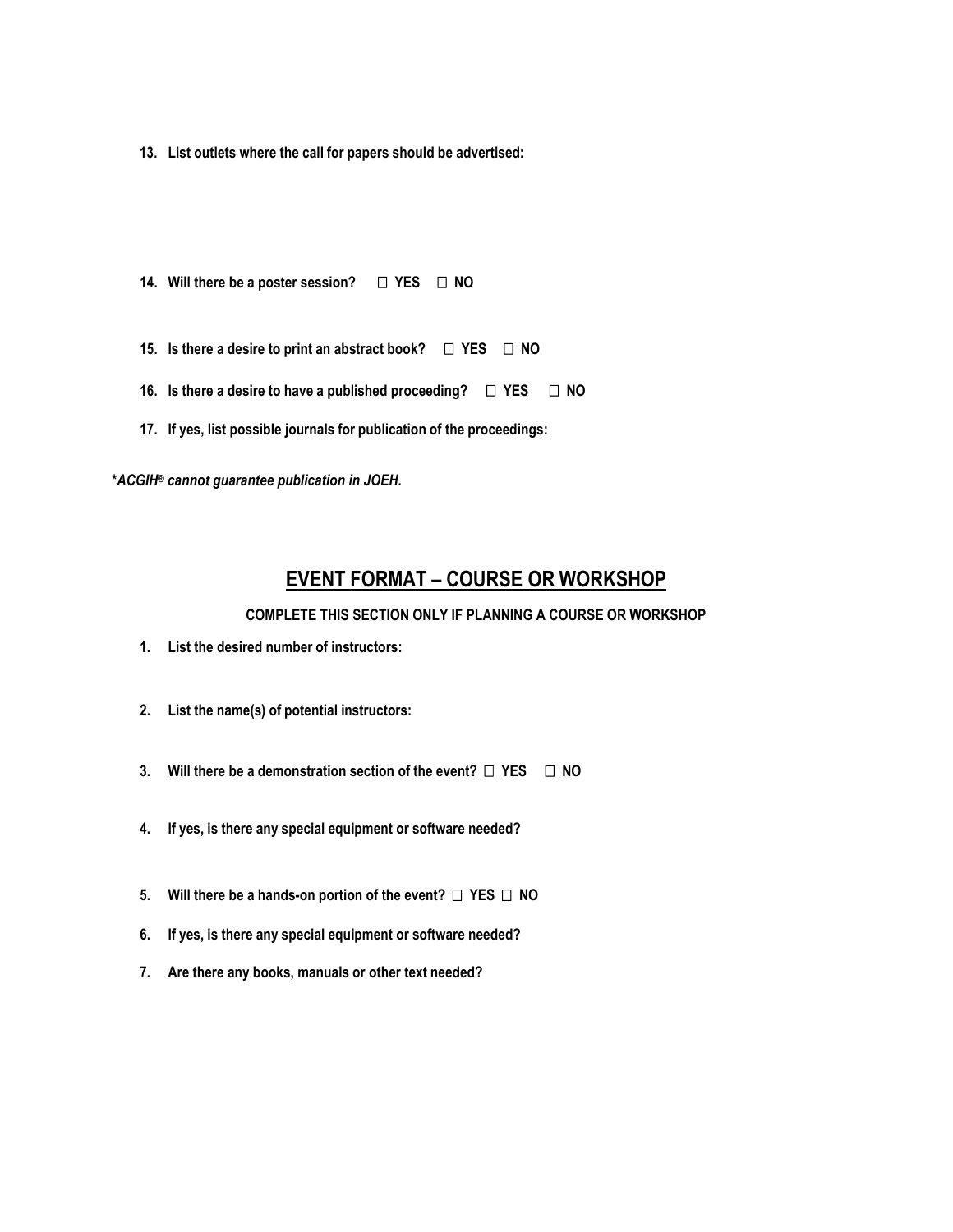13. **List outlets where the call for papers should be advertised:**

14. **Will there be a poster session?** ☐ **YES** ☐ **NO**

15. **Is there a desire to print an abstract book?** ☐ **YES** ☐ **NO**

16. **Is there a desire to have a published proceeding?** ☐ **YES** ☐ **NO**

17. **If yes, list possible journals for publication of the proceedings:**

***ACGIH® cannot guarantee publication in JOEH.***

## EVENT FORMAT – COURSE OR WORKSHOP

**COMPLETE THIS SECTION ONLY IF PLANNING A COURSE OR WORKSHOP**

1. **List the desired number of instructors:**

2. **List the name(s) of potential instructors:**

3. **Will there be a demonstration section of the event?** ☐ **YES** ☐ **NO**

4. **If yes, is there any special equipment or software needed?**

5. **Will there be a hands-on portion of the event?** ☐ **YES** ☐ **NO**

6. **If yes, is there any special equipment or software needed?**

7. **Are there any books, manuals or other text needed?**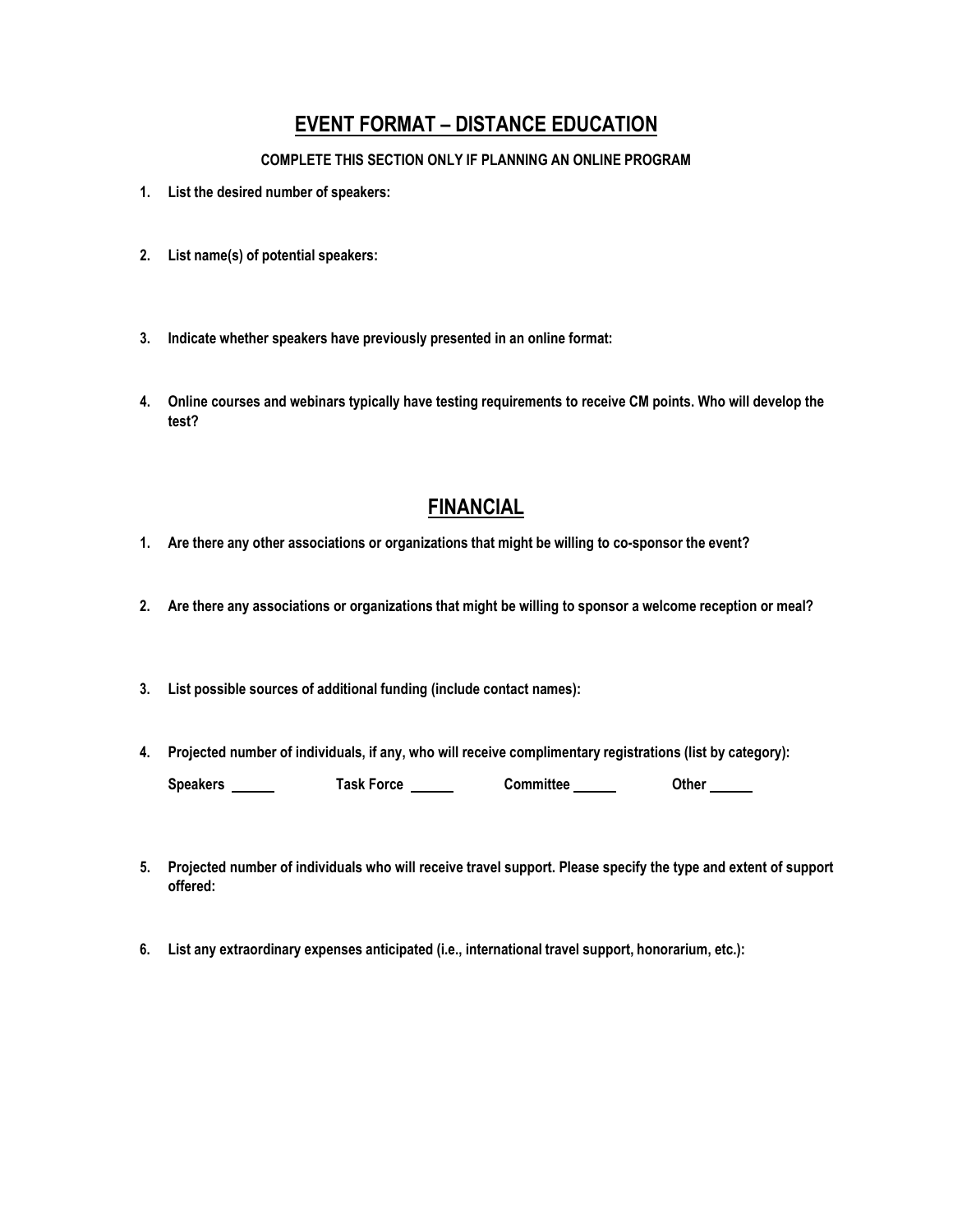## EVENT FORMAT – DISTANCE EDUCATION

**COMPLETE THIS SECTION ONLY IF PLANNING AN ONLINE PROGRAM**

1. **List the desired number of speakers:**

2. **List name(s) of potential speakers:**

3. **Indicate whether speakers have previously presented in an online format:**

4. **Online courses and webinars typically have testing requirements to receive CM points. Who will develop the test?**

## FINANCIAL

1. **Are there any other associations or organizations that might be willing to co-sponsor the event?**

2. **Are there any associations or organizations that might be willing to sponsor a welcome reception or meal?**

3. **List possible sources of additional funding (include contact names):**

4. **Projected number of individuals, if any, who will receive complimentary registrations (list by category):**

   **Speakers** ______ **Task Force** ______ **Committee** ______ **Other** ______

5. **Projected number of individuals who will receive travel support. Please specify the type and extent of support offered:**

6. **List any extraordinary expenses anticipated (i.e., international travel support, honorarium, etc.):**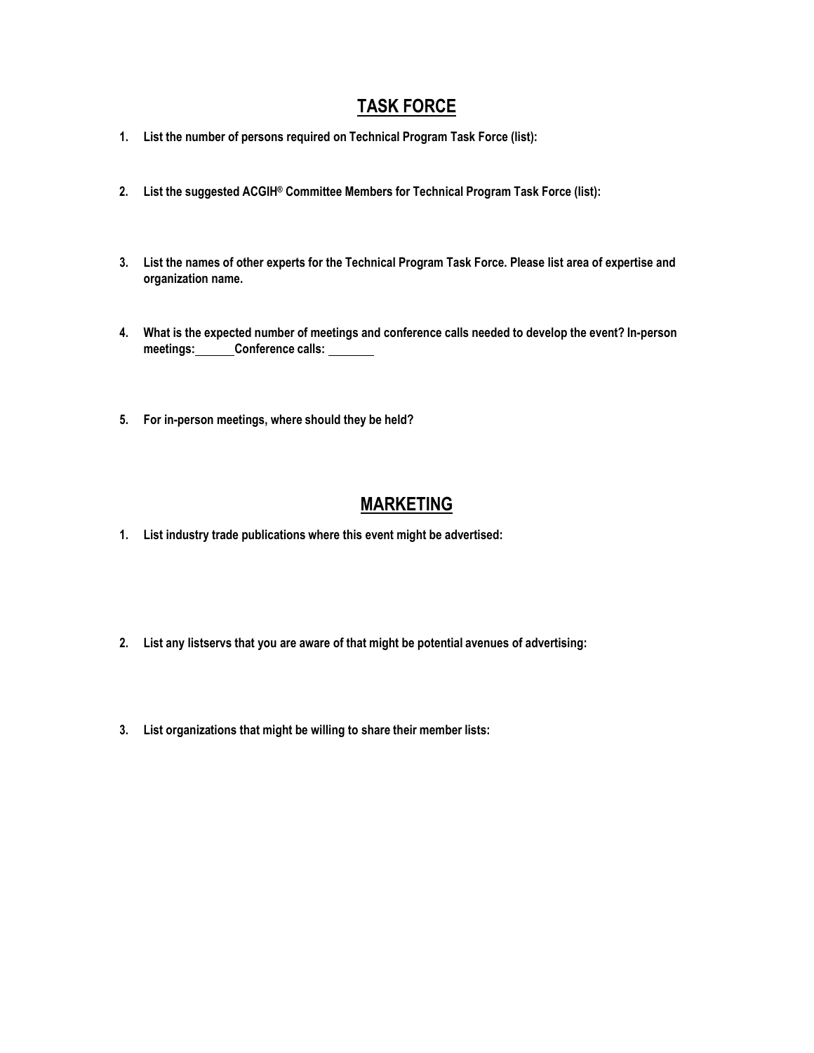## TASK FORCE

1. **List the number of persons required on Technical Program Task Force (list):**

2. **List the suggested ACGIH® Committee Members for Technical Program Task Force (list):**

3. **List the names of other experts for the Technical Program Task Force. Please list area of expertise and organization name.**

4. **What is the expected number of meetings and conference calls needed to develop the event? In-person meetings:\_\_\_\_\_\_ Conference calls: \_\_\_\_\_\_\_**

5. **For in-person meetings, where should they be held?**

## MARKETING

1. **List industry trade publications where this event might be advertised:**

2. **List any listservs that you are aware of that might be potential avenues of advertising:**

3. **List organizations that might be willing to share their member lists:**